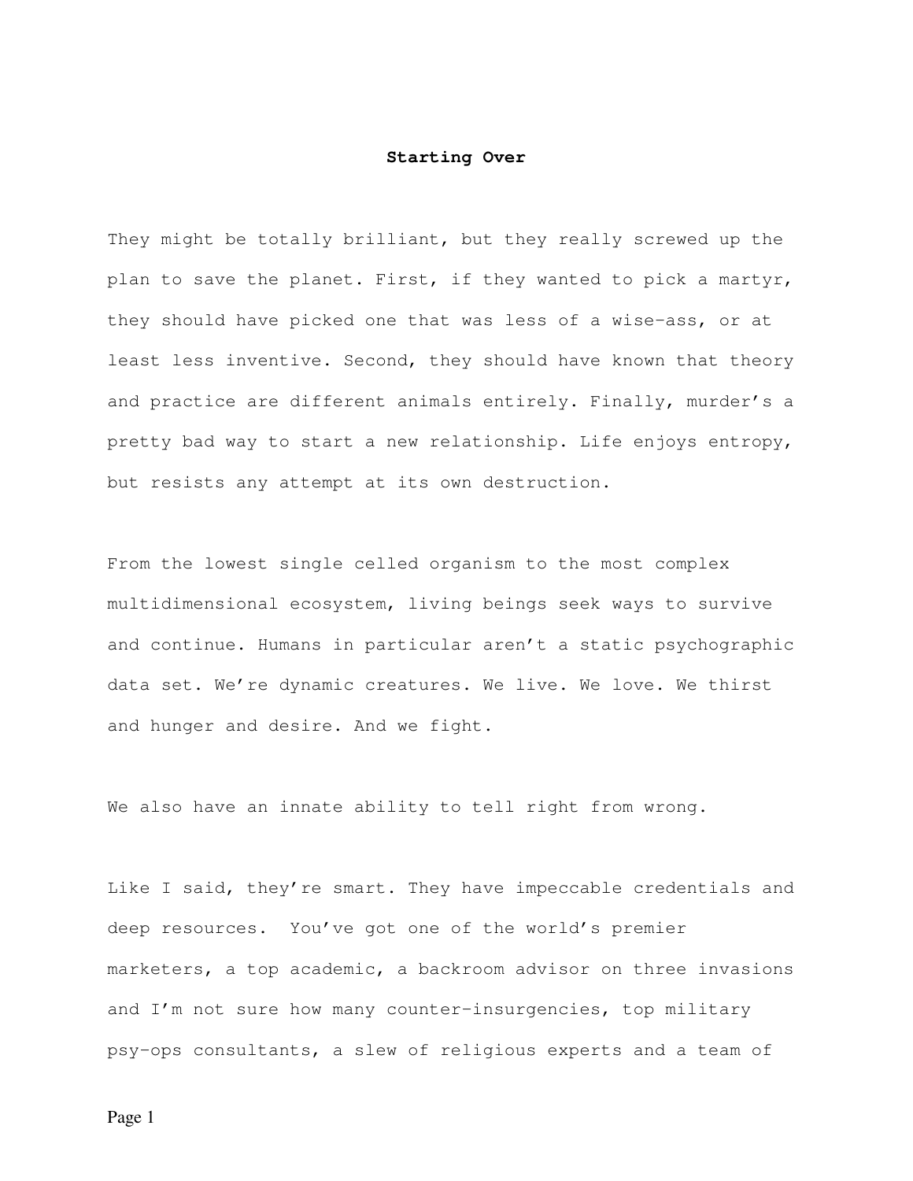# Starting Over

They might be totally brilliant, but they really screwed up the plan to save the planet. First, if they wanted to pick a martyr, they should have picked one that was less of a wise-ass, or at least less inventive. Second, they should have known that theory and practice are different animals entirely. Finally, murder's a pretty bad way to start a new relationship. Life enjoys entropy, but resists any attempt at its own destruction.

From the lowest single celled organism to the most complex multidimensional ecosystem, living beings seek ways to survive and continue. Humans in particular aren't a static psychographic data set. We're dynamic creatures. We live. We love. We thirst and hunger and desire. And we fight.

We also have an innate ability to tell right from wrong.

Like I said, they're smart. They have impeccable credentials and deep resources. You've got one of the world's premier marketers, a top academic, a backroom advisor on three invasions and I'm not sure how many counter-insurgencies, top military psy-ops consultants, a slew of religious experts and a team of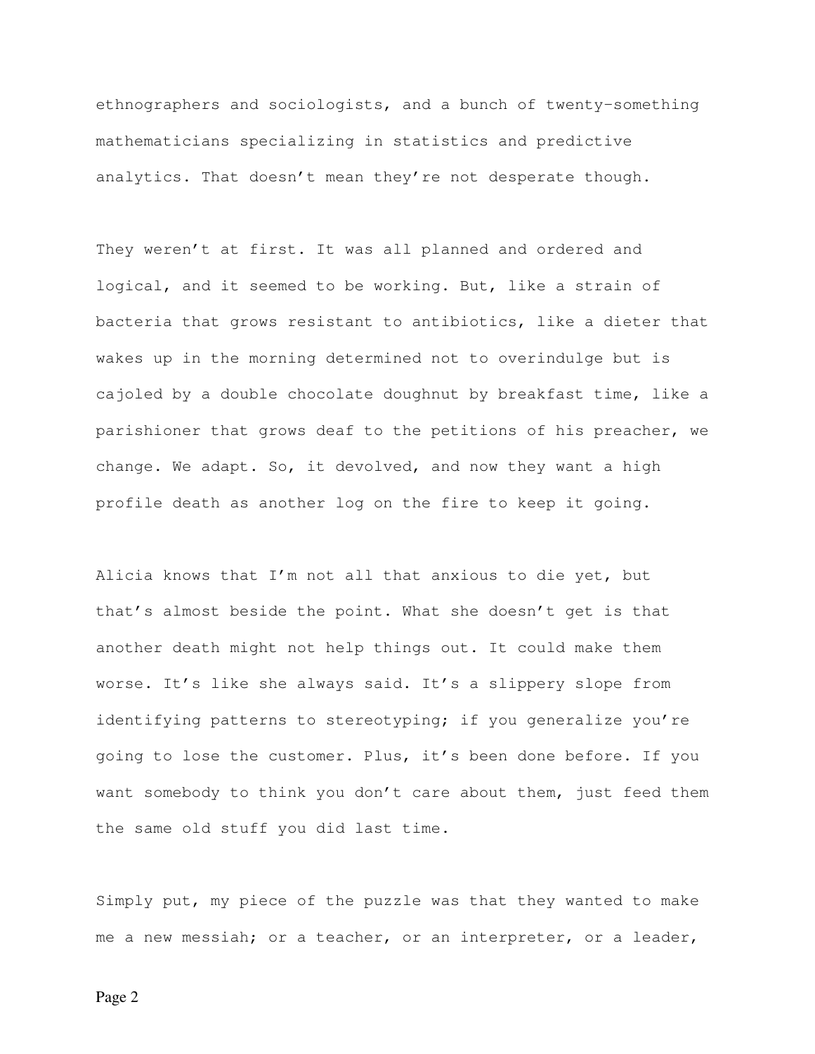ethnographers and sociologists, and a bunch of twenty-something mathematicians specializing in statistics and predictive analytics. That doesn't mean they're not desperate though.

They weren't at first. It was all planned and ordered and logical, and it seemed to be working. But, like a strain of bacteria that grows resistant to antibiotics, like a dieter that wakes up in the morning determined not to overindulge but is cajoled by a double chocolate doughnut by breakfast time, like a parishioner that grows deaf to the petitions of his preacher, we change. We adapt. So, it devolved, and now they want a high profile death as another log on the fire to keep it going.

Alicia knows that I'm not all that anxious to die yet, but that's almost beside the point. What she doesn't get is that another death might not help things out. It could make them worse. It's like she always said. It's a slippery slope from identifying patterns to stereotyping; if you generalize you're going to lose the customer. Plus, it's been done before. If you want somebody to think you don't care about them, just feed them the same old stuff you did last time.

Simply put, my piece of the puzzle was that they wanted to make me a new messiah; or a teacher, or an interpreter, or a leader,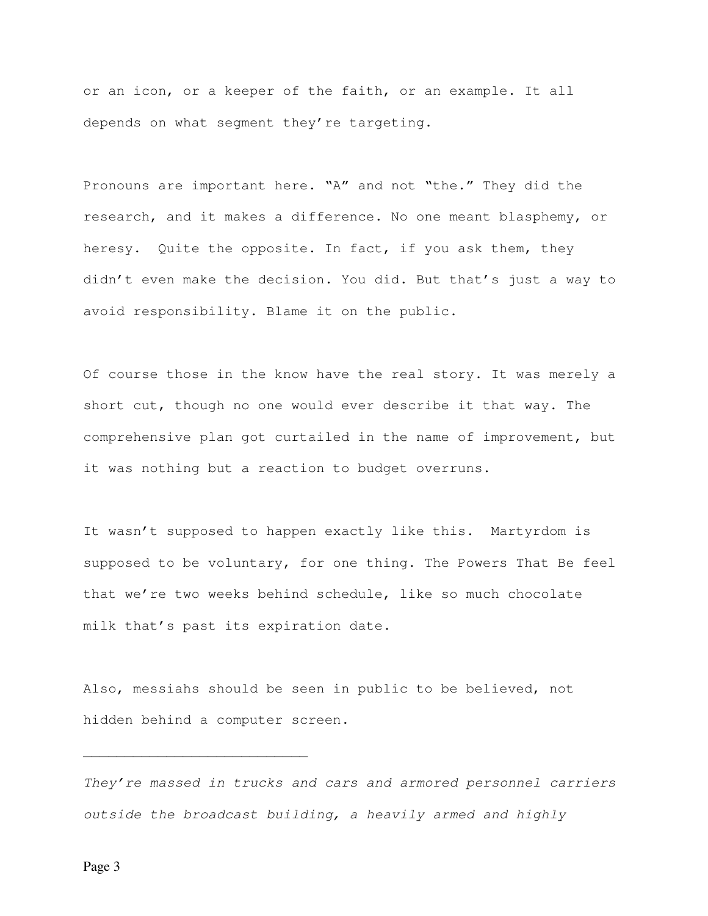or an icon, or a keeper of the faith, or an example. It all depends on what segment they're targeting.

Pronouns are important here. "A" and not "the." They did the research, and it makes a difference. No one meant blasphemy, or heresy. Quite the opposite. In fact, if you ask them, they didn't even make the decision. You did. But that's just a way to avoid responsibility. Blame it on the public.

Of course those in the know have the real story. It was merely a short cut, though no one would ever describe it that way. The comprehensive plan got curtailed in the name of improvement, but it was nothing but a reaction to budget overruns.

It wasn't supposed to happen exactly like this. Martyrdom is supposed to be voluntary, for one thing. The Powers That Be feel that we're two weeks behind schedule, like so much chocolate milk that's past its expiration date.

Also, messiahs should be seen in public to be believed, not hidden behind a computer screen.

---

*They're massed in trucks and cars and armored personnel carriers outside the broadcast building, a heavily armed and highly*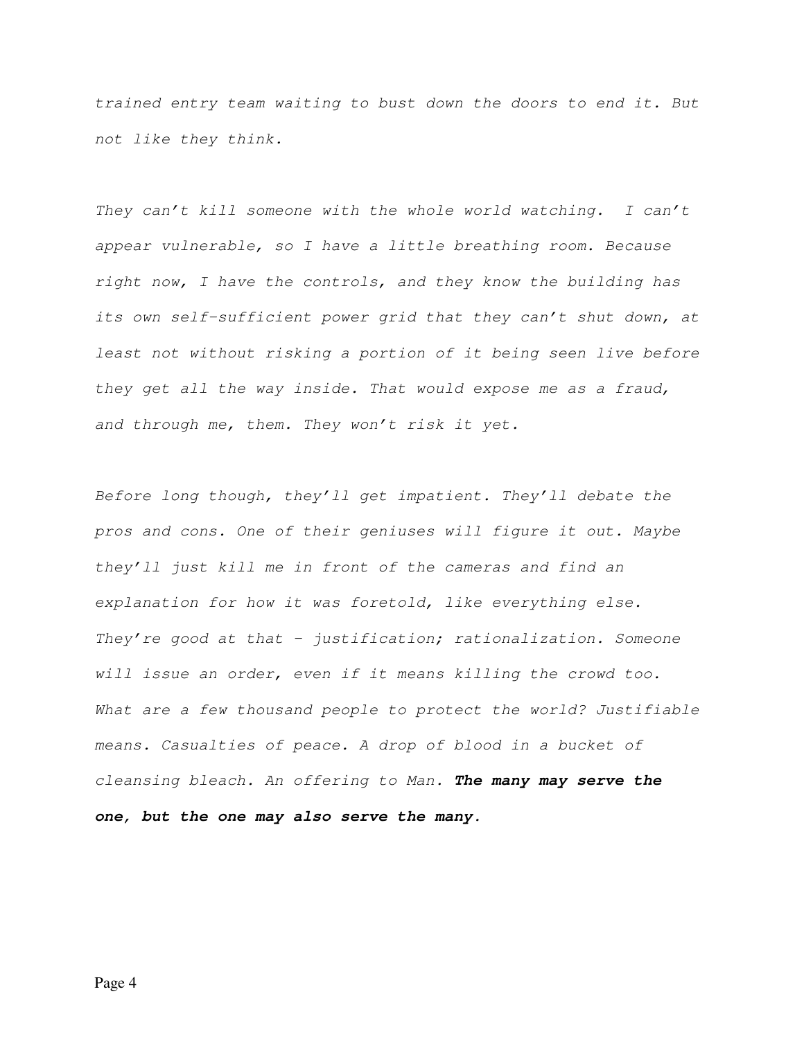*trained entry team waiting to bust down the doors to end it. But not like they think.*

*They can't kill someone with the whole world watching.  I can't appear vulnerable, so I have a little breathing room. Because right now, I have the controls, and they know the building has its own self-sufficient power grid that they can't shut down, at least not without risking a portion of it being seen live before they get all the way inside. That would expose me as a fraud, and through me, them. They won't risk it yet.*

*Before long though, they'll get impatient. They'll debate the pros and cons. One of their geniuses will figure it out. Maybe they'll just kill me in front of the cameras and find an explanation for how it was foretold, like everything else. They're good at that – justification; rationalization. Someone will issue an order, even if it means killing the crowd too. What are a few thousand people to protect the world? Justifiable means. Casualties of peace. A drop of blood in a bucket of cleansing bleach. An offering to Man.* ***The many may serve the one, but the one may also serve the many.***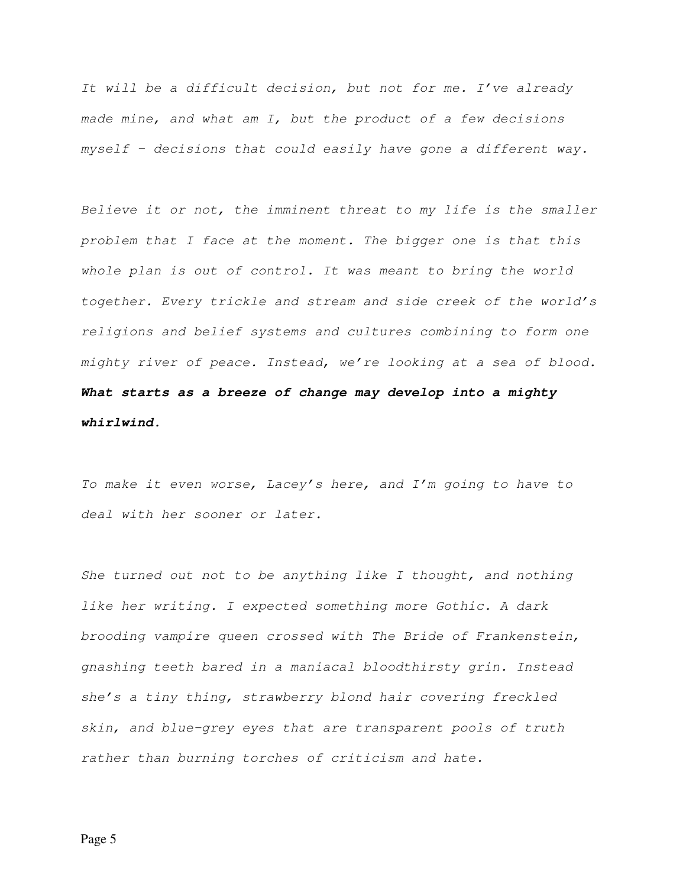*It will be a difficult decision, but not for me. I've already made mine, and what am I, but the product of a few decisions myself – decisions that could easily have gone a different way.*

*Believe it or not, the imminent threat to my life is the smaller problem that I face at the moment. The bigger one is that this whole plan is out of control. It was meant to bring the world together. Every trickle and stream and side creek of the world's religions and belief systems and cultures combining to form one mighty river of peace. Instead, we're looking at a sea of blood.* ***What starts as a breeze of change may develop into a mighty whirlwind.***

*To make it even worse, Lacey's here, and I'm going to have to deal with her sooner or later.*

*She turned out not to be anything like I thought, and nothing like her writing. I expected something more Gothic. A dark brooding vampire queen crossed with The Bride of Frankenstein, gnashing teeth bared in a maniacal bloodthirsty grin. Instead she's a tiny thing, strawberry blond hair covering freckled skin, and blue-grey eyes that are transparent pools of truth rather than burning torches of criticism and hate.*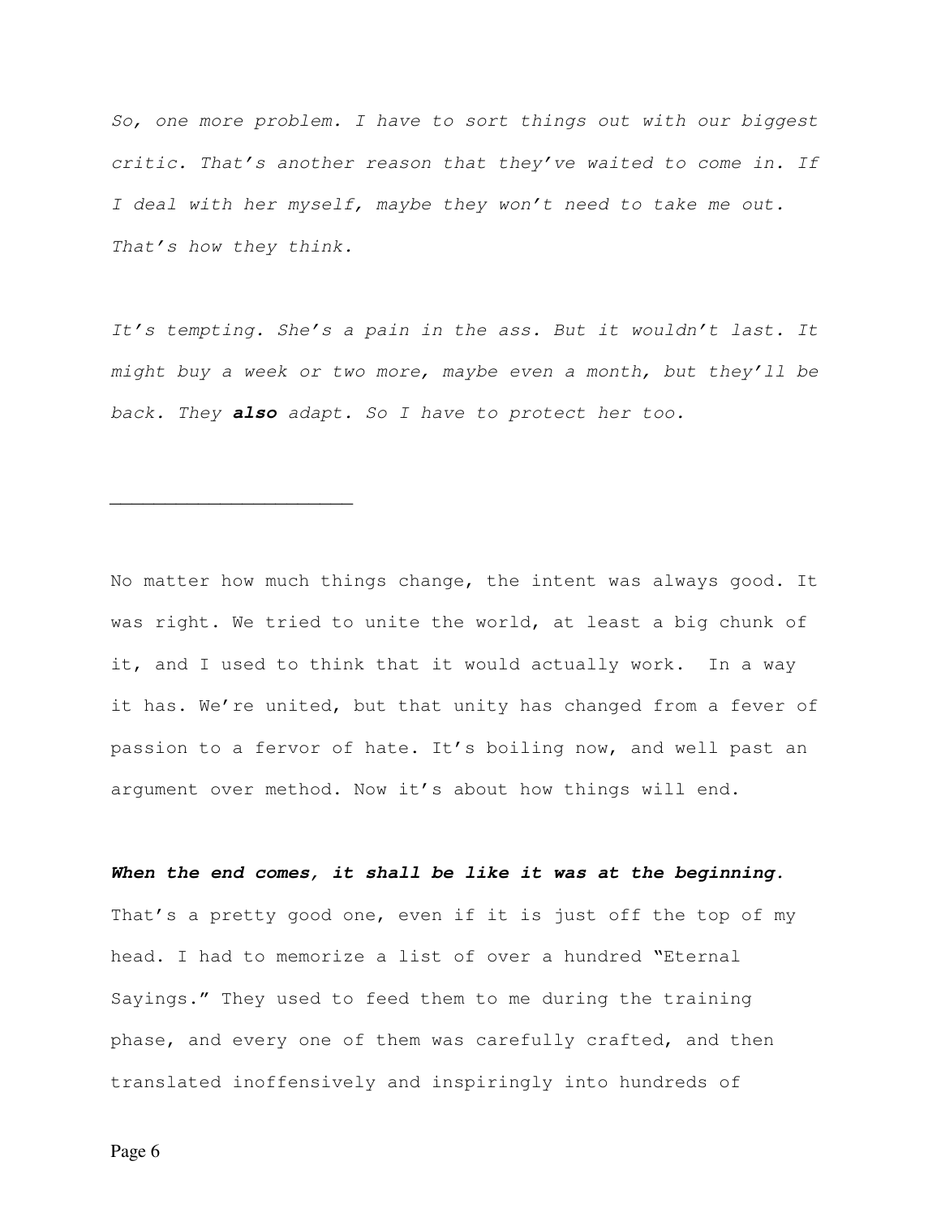*So, one more problem. I have to sort things out with our biggest critic. That's another reason that they've waited to come in. If I deal with her myself, maybe they won't need to take me out. That's how they think.*

*It's tempting. She's a pain in the ass. But it wouldn't last. It might buy a week or two more, maybe even a month, but they'll be back. They* ***also*** *adapt. So I have to protect her too.*

---

No matter how much things change, the intent was always good. It was right. We tried to unite the world, at least a big chunk of it, and I used to think that it would actually work. In a way it has. We're united, but that unity has changed from a fever of passion to a fervor of hate. It's boiling now, and well past an argument over method. Now it's about how things will end.

***When the end comes, it shall be like it was at the beginning.*** That's a pretty good one, even if it is just off the top of my head. I had to memorize a list of over a hundred "Eternal Sayings." They used to feed them to me during the training phase, and every one of them was carefully crafted, and then translated inoffensively and inspiringly into hundreds of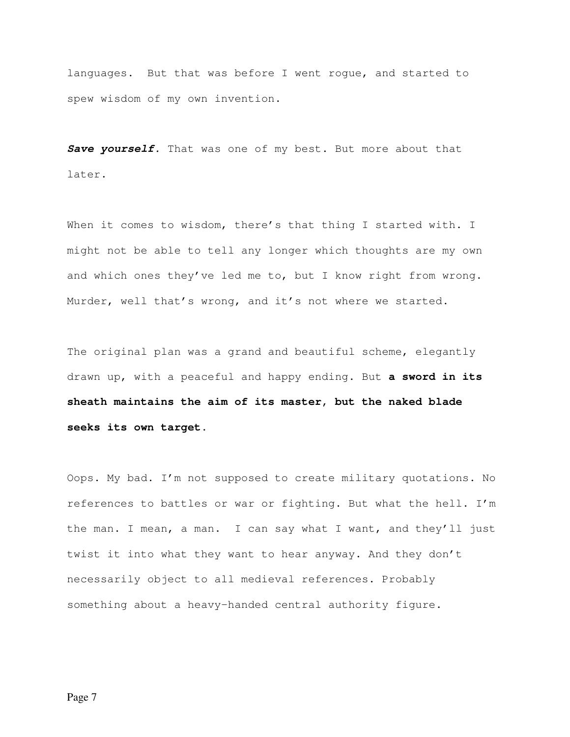languages. But that was before I went rogue, and started to spew wisdom of my own invention.

***Save yourself.*** That was one of my best. But more about that later.

When it comes to wisdom, there's that thing I started with. I might not be able to tell any longer which thoughts are my own and which ones they've led me to, but I know right from wrong. Murder, well that's wrong, and it's not where we started.

The original plan was a grand and beautiful scheme, elegantly drawn up, with a peaceful and happy ending. But **a sword in its sheath maintains the aim of its master, but the naked blade seeks its own target**.

Oops. My bad. I'm not supposed to create military quotations. No references to battles or war or fighting. But what the hell. I'm the man. I mean, a man. I can say what I want, and they'll just twist it into what they want to hear anyway. And they don't necessarily object to all medieval references. Probably something about a heavy-handed central authority figure.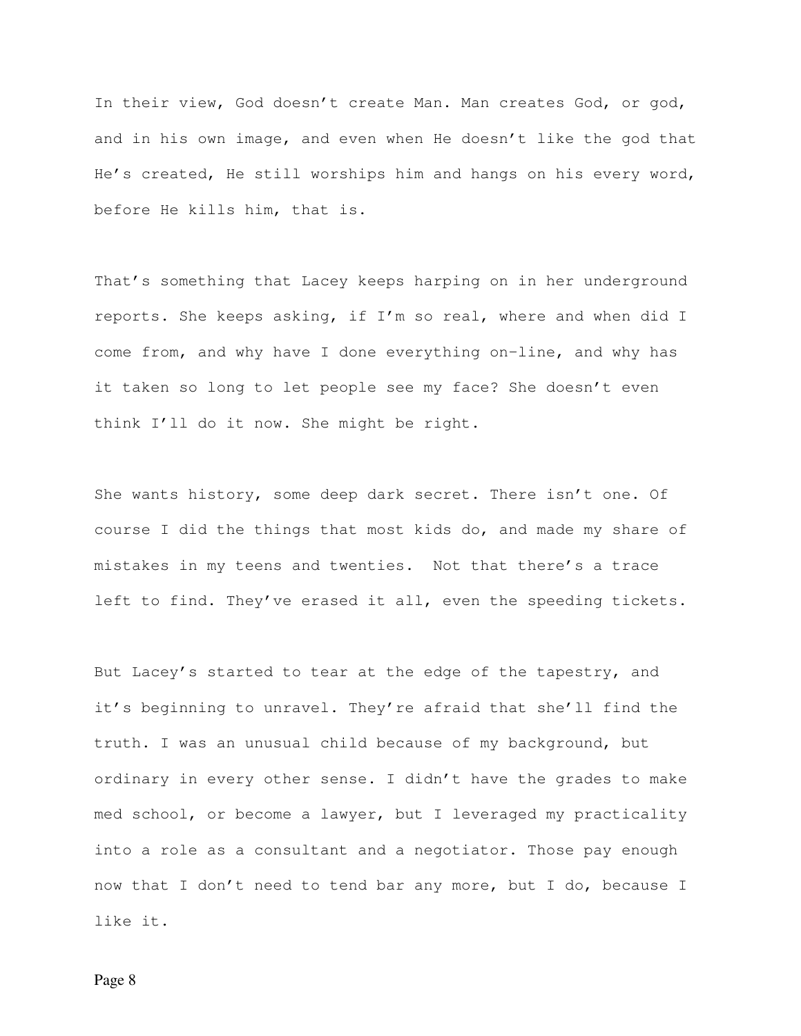In their view, God doesn't create Man. Man creates God, or god, and in his own image, and even when He doesn't like the god that He's created, He still worships him and hangs on his every word, before He kills him, that is.

That's something that Lacey keeps harping on in her underground reports. She keeps asking, if I'm so real, where and when did I come from, and why have I done everything on-line, and why has it taken so long to let people see my face? She doesn't even think I'll do it now. She might be right.

She wants history, some deep dark secret. There isn't one. Of course I did the things that most kids do, and made my share of mistakes in my teens and twenties. Not that there's a trace left to find. They've erased it all, even the speeding tickets.

But Lacey's started to tear at the edge of the tapestry, and it's beginning to unravel. They're afraid that she'll find the truth. I was an unusual child because of my background, but ordinary in every other sense. I didn't have the grades to make med school, or become a lawyer, but I leveraged my practicality into a role as a consultant and a negotiator. Those pay enough now that I don't need to tend bar any more, but I do, because I like it.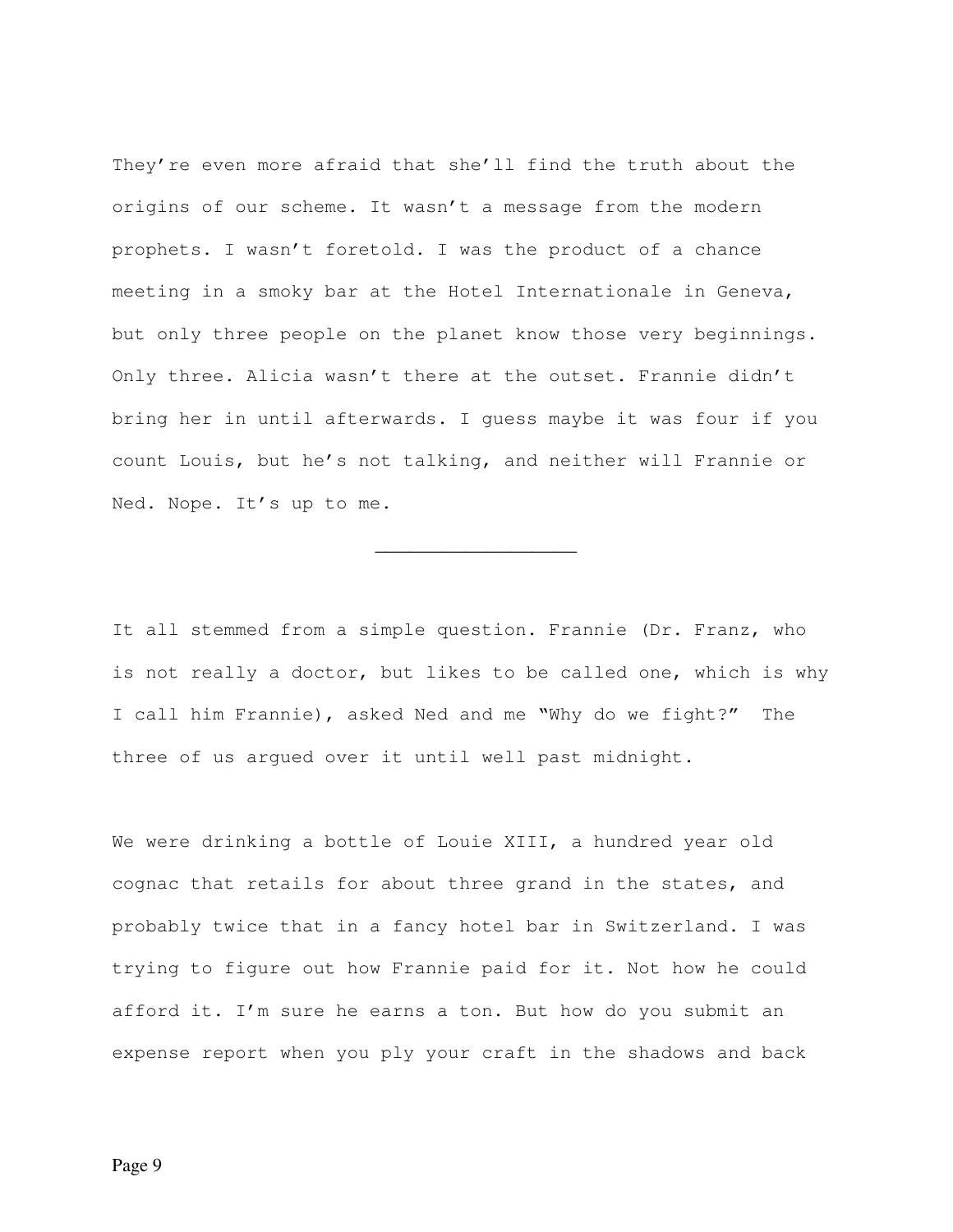They're even more afraid that she'll find the truth about the origins of our scheme. It wasn't a message from the modern prophets. I wasn't foretold. I was the product of a chance meeting in a smoky bar at the Hotel Internationale in Geneva, but only three people on the planet know those very beginnings. Only three. Alicia wasn't there at the outset. Frannie didn't bring her in until afterwards. I guess maybe it was four if you count Louis, but he's not talking, and neither will Frannie or Ned. Nope. It's up to me.

---

It all stemmed from a simple question. Frannie (Dr. Franz, who is not really a doctor, but likes to be called one, which is why I call him Frannie), asked Ned and me "Why do we fight?" The three of us argued over it until well past midnight.

We were drinking a bottle of Louie XIII, a hundred year old cognac that retails for about three grand in the states, and probably twice that in a fancy hotel bar in Switzerland. I was trying to figure out how Frannie paid for it. Not how he could afford it. I'm sure he earns a ton. But how do you submit an expense report when you ply your craft in the shadows and back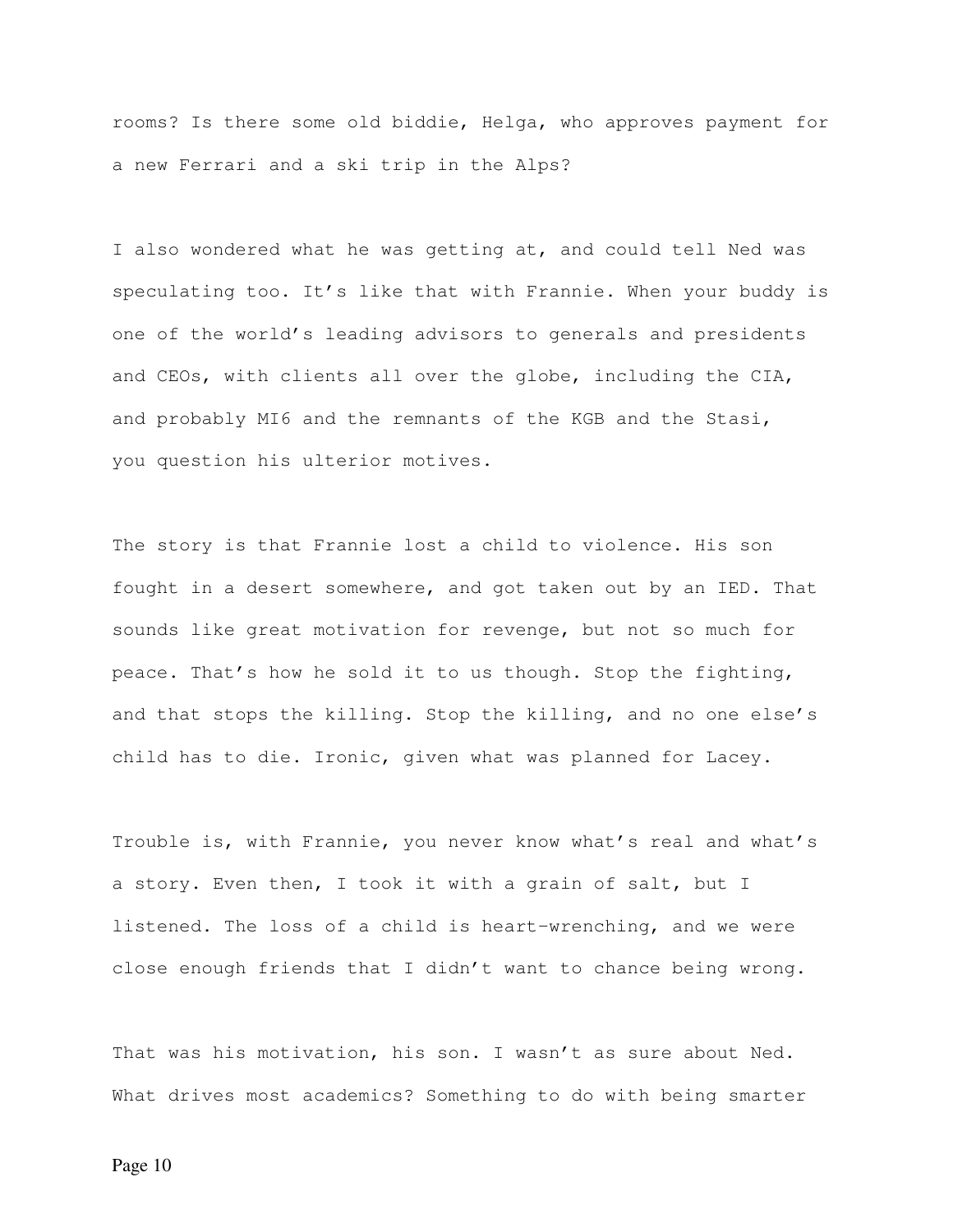rooms? Is there some old biddie, Helga, who approves payment for a new Ferrari and a ski trip in the Alps?

I also wondered what he was getting at, and could tell Ned was speculating too. It's like that with Frannie. When your buddy is one of the world's leading advisors to generals and presidents and CEOs, with clients all over the globe, including the CIA, and probably MI6 and the remnants of the KGB and the Stasi, you question his ulterior motives.

The story is that Frannie lost a child to violence. His son fought in a desert somewhere, and got taken out by an IED. That sounds like great motivation for revenge, but not so much for peace. That's how he sold it to us though. Stop the fighting, and that stops the killing. Stop the killing, and no one else's child has to die. Ironic, given what was planned for Lacey.

Trouble is, with Frannie, you never know what's real and what's a story. Even then, I took it with a grain of salt, but I listened. The loss of a child is heart-wrenching, and we were close enough friends that I didn't want to chance being wrong.

That was his motivation, his son. I wasn't as sure about Ned. What drives most academics? Something to do with being smarter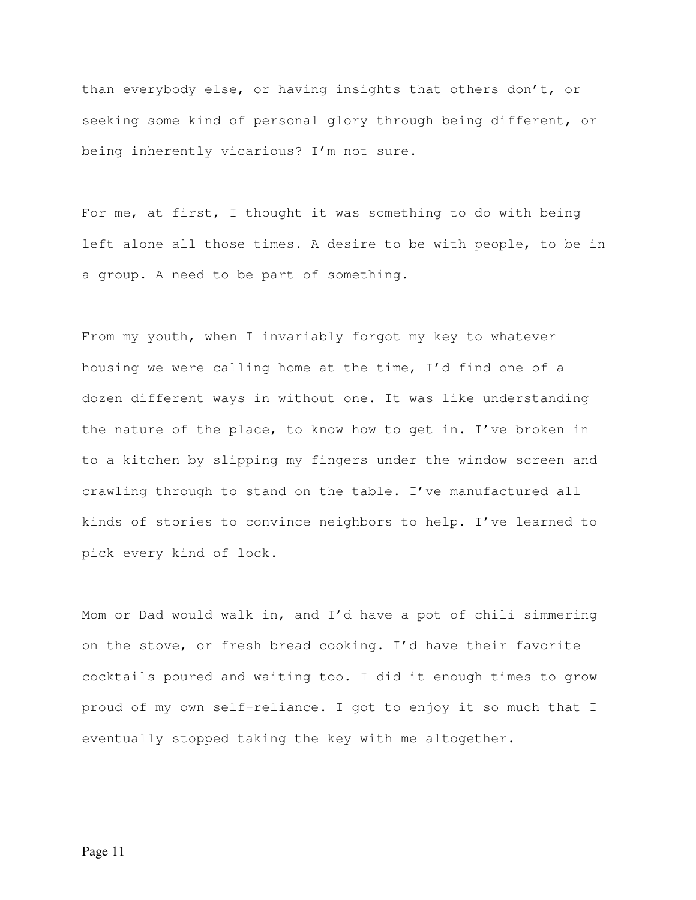than everybody else, or having insights that others don't, or seeking some kind of personal glory through being different, or being inherently vicarious? I'm not sure.

For me, at first, I thought it was something to do with being left alone all those times. A desire to be with people, to be in a group. A need to be part of something.

From my youth, when I invariably forgot my key to whatever housing we were calling home at the time, I'd find one of a dozen different ways in without one. It was like understanding the nature of the place, to know how to get in. I've broken in to a kitchen by slipping my fingers under the window screen and crawling through to stand on the table. I've manufactured all kinds of stories to convince neighbors to help. I've learned to pick every kind of lock.

Mom or Dad would walk in, and I'd have a pot of chili simmering on the stove, or fresh bread cooking. I'd have their favorite cocktails poured and waiting too. I did it enough times to grow proud of my own self-reliance. I got to enjoy it so much that I eventually stopped taking the key with me altogether.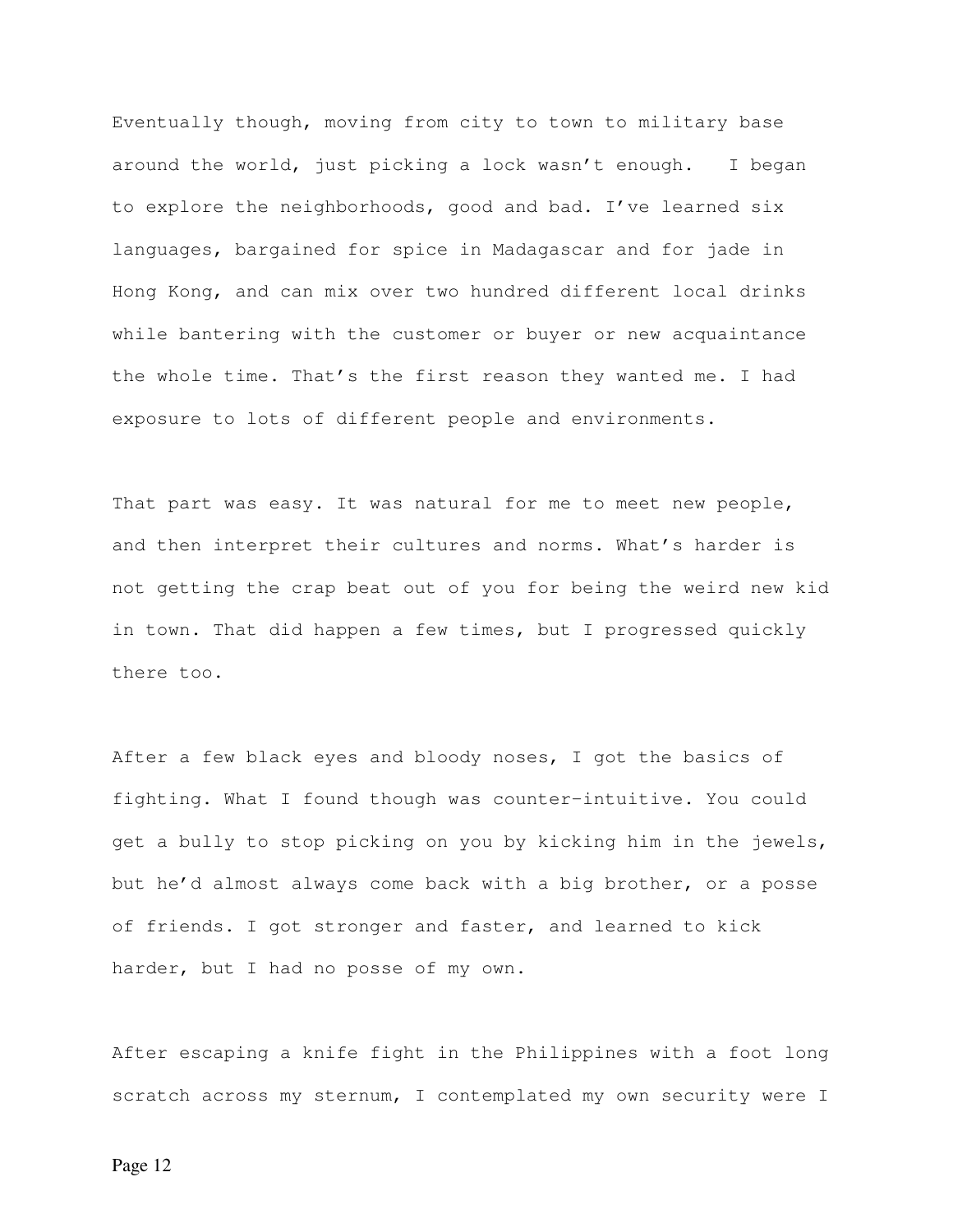Eventually though, moving from city to town to military base around the world, just picking a lock wasn't enough. I began to explore the neighborhoods, good and bad. I've learned six languages, bargained for spice in Madagascar and for jade in Hong Kong, and can mix over two hundred different local drinks while bantering with the customer or buyer or new acquaintance the whole time. That's the first reason they wanted me. I had exposure to lots of different people and environments.

That part was easy. It was natural for me to meet new people, and then interpret their cultures and norms. What's harder is not getting the crap beat out of you for being the weird new kid in town. That did happen a few times, but I progressed quickly there too.

After a few black eyes and bloody noses, I got the basics of fighting. What I found though was counter-intuitive. You could get a bully to stop picking on you by kicking him in the jewels, but he'd almost always come back with a big brother, or a posse of friends. I got stronger and faster, and learned to kick harder, but I had no posse of my own.

After escaping a knife fight in the Philippines with a foot long scratch across my sternum, I contemplated my own security were I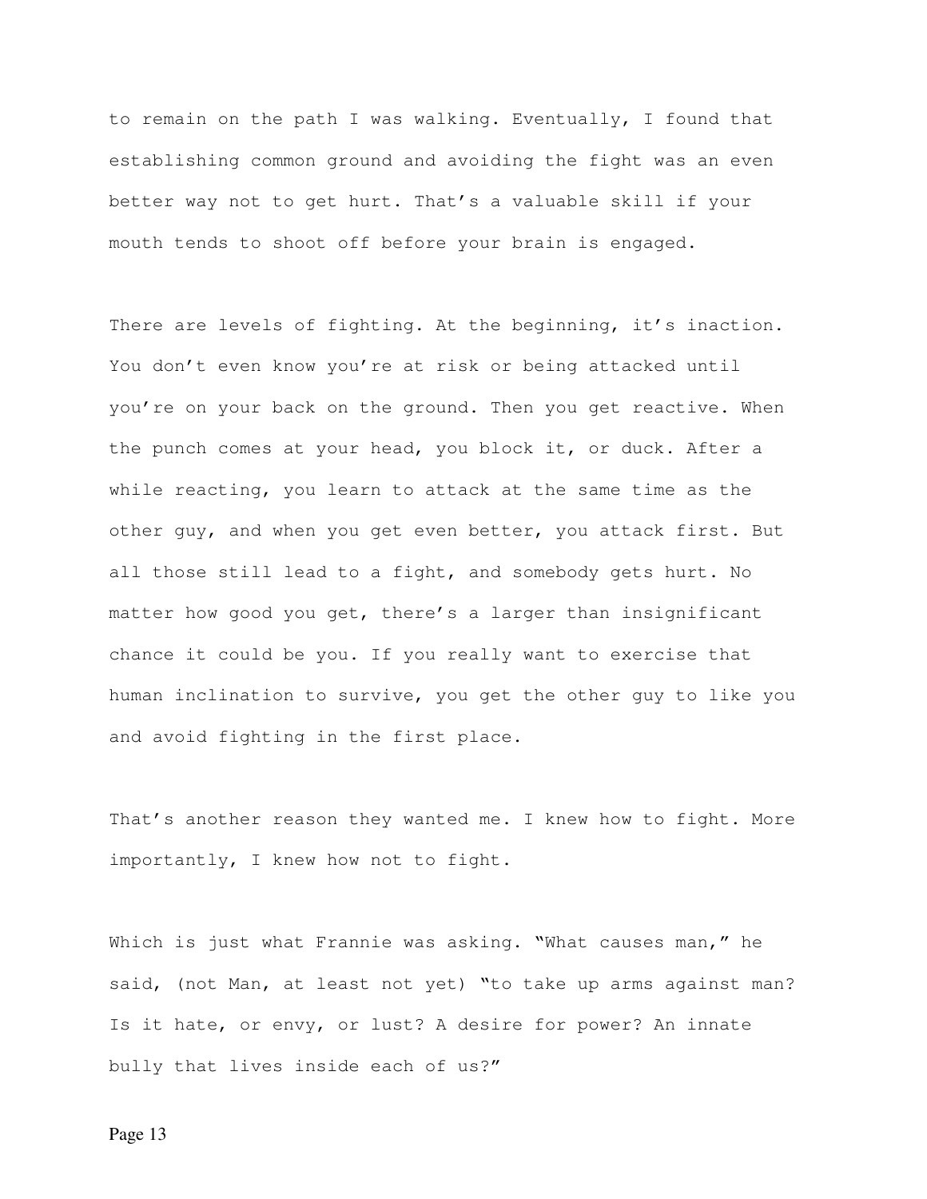to remain on the path I was walking. Eventually, I found that establishing common ground and avoiding the fight was an even better way not to get hurt. That's a valuable skill if your mouth tends to shoot off before your brain is engaged.

There are levels of fighting. At the beginning, it's inaction. You don't even know you're at risk or being attacked until you're on your back on the ground. Then you get reactive. When the punch comes at your head, you block it, or duck. After a while reacting, you learn to attack at the same time as the other guy, and when you get even better, you attack first. But all those still lead to a fight, and somebody gets hurt. No matter how good you get, there's a larger than insignificant chance it could be you. If you really want to exercise that human inclination to survive, you get the other guy to like you and avoid fighting in the first place.

That's another reason they wanted me. I knew how to fight. More importantly, I knew how not to fight.

Which is just what Frannie was asking. "What causes man," he said, (not Man, at least not yet) "to take up arms against man? Is it hate, or envy, or lust? A desire for power? An innate bully that lives inside each of us?"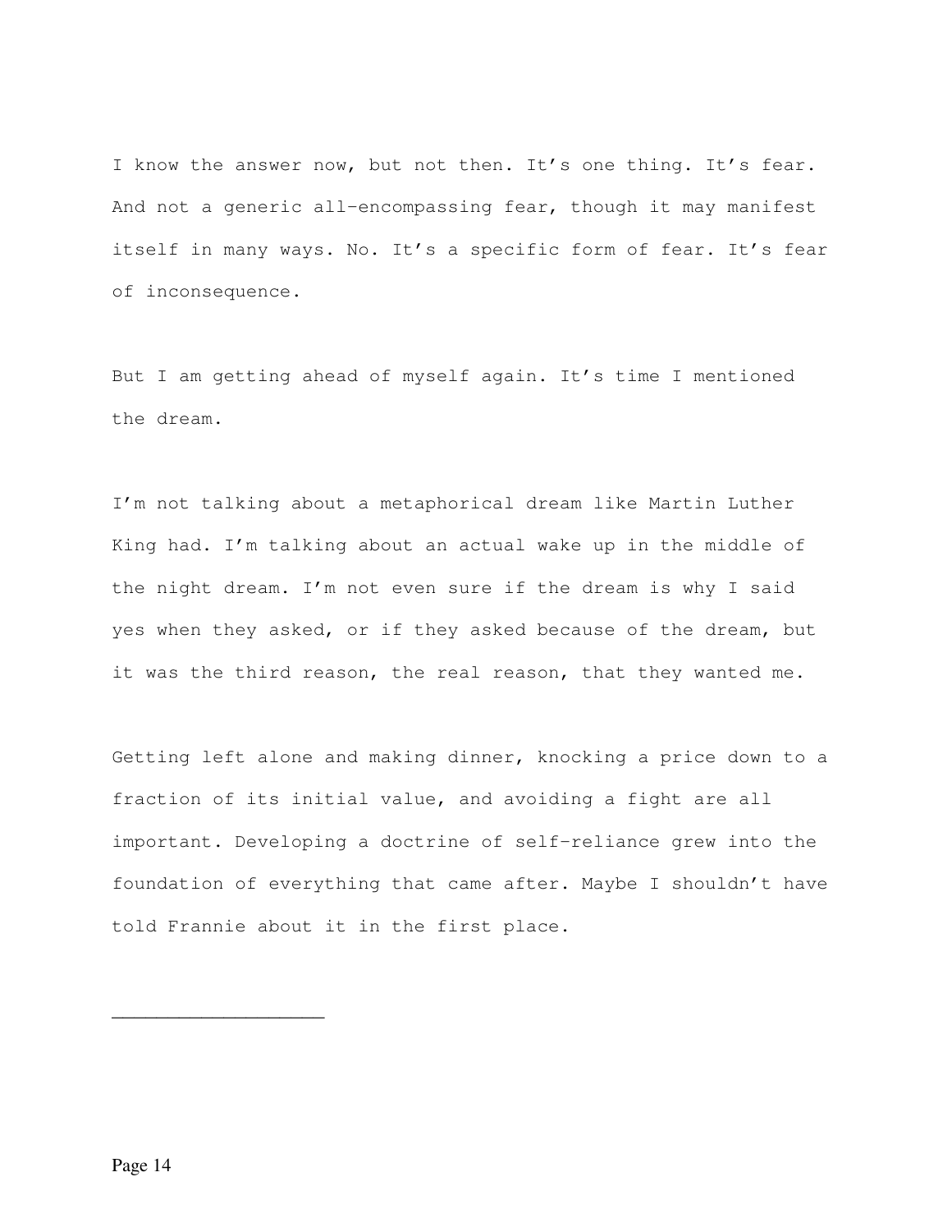I know the answer now, but not then. It's one thing. It's fear. And not a generic all-encompassing fear, though it may manifest itself in many ways. No. It's a specific form of fear. It's fear of inconsequence.

But I am getting ahead of myself again. It's time I mentioned the dream.

I'm not talking about a metaphorical dream like Martin Luther King had. I'm talking about an actual wake up in the middle of the night dream. I'm not even sure if the dream is why I said yes when they asked, or if they asked because of the dream, but it was the third reason, the real reason, that they wanted me.

Getting left alone and making dinner, knocking a price down to a fraction of its initial value, and avoiding a fight are all important. Developing a doctrine of self-reliance grew into the foundation of everything that came after. Maybe I shouldn't have told Frannie about it in the first place.

___________________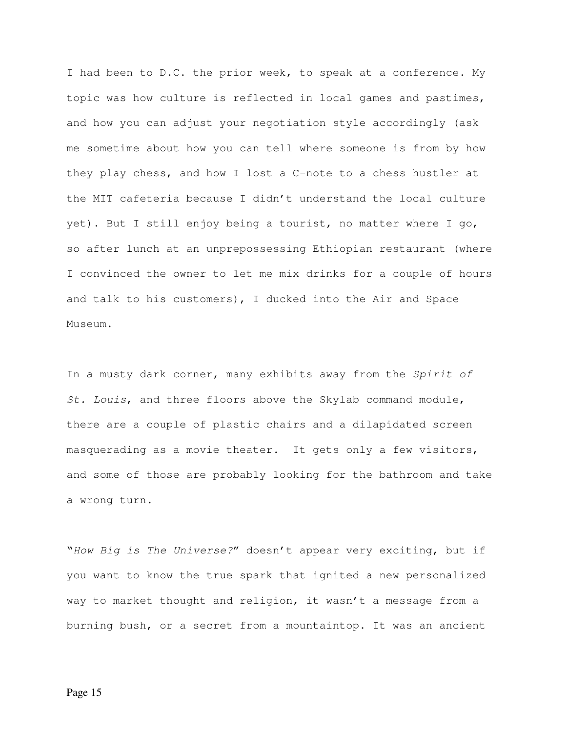I had been to D.C. the prior week, to speak at a conference. My topic was how culture is reflected in local games and pastimes, and how you can adjust your negotiation style accordingly (ask me sometime about how you can tell where someone is from by how they play chess, and how I lost a C-note to a chess hustler at the MIT cafeteria because I didn't understand the local culture yet). But I still enjoy being a tourist, no matter where I go, so after lunch at an unprepossessing Ethiopian restaurant (where I convinced the owner to let me mix drinks for a couple of hours and talk to his customers), I ducked into the Air and Space Museum.

In a musty dark corner, many exhibits away from the *Spirit of St. Louis*, and three floors above the Skylab command module, there are a couple of plastic chairs and a dilapidated screen masquerading as a movie theater. It gets only a few visitors, and some of those are probably looking for the bathroom and take a wrong turn.

"*How Big is The Universe?*" doesn't appear very exciting, but if you want to know the true spark that ignited a new personalized way to market thought and religion, it wasn't a message from a burning bush, or a secret from a mountaintop. It was an ancient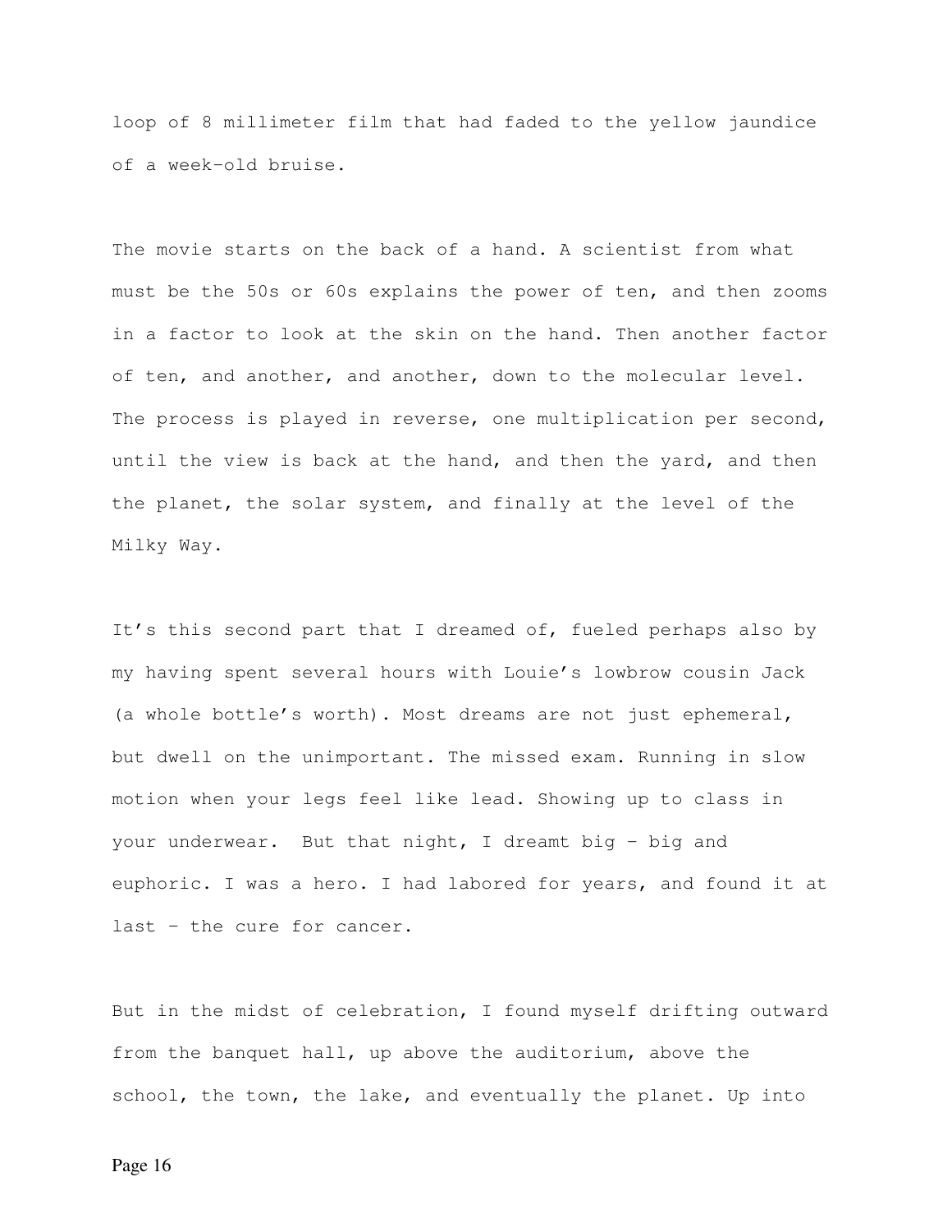loop of 8 millimeter film that had faded to the yellow jaundice of a week-old bruise.

The movie starts on the back of a hand. A scientist from what must be the 50s or 60s explains the power of ten, and then zooms in a factor to look at the skin on the hand. Then another factor of ten, and another, and another, down to the molecular level. The process is played in reverse, one multiplication per second, until the view is back at the hand, and then the yard, and then the planet, the solar system, and finally at the level of the Milky Way.

It's this second part that I dreamed of, fueled perhaps also by my having spent several hours with Louie's lowbrow cousin Jack (a whole bottle's worth). Most dreams are not just ephemeral, but dwell on the unimportant. The missed exam. Running in slow motion when your legs feel like lead. Showing up to class in your underwear. But that night, I dreamt big – big and euphoric. I was a hero. I had labored for years, and found it at last – the cure for cancer.

But in the midst of celebration, I found myself drifting outward from the banquet hall, up above the auditorium, above the school, the town, the lake, and eventually the planet. Up into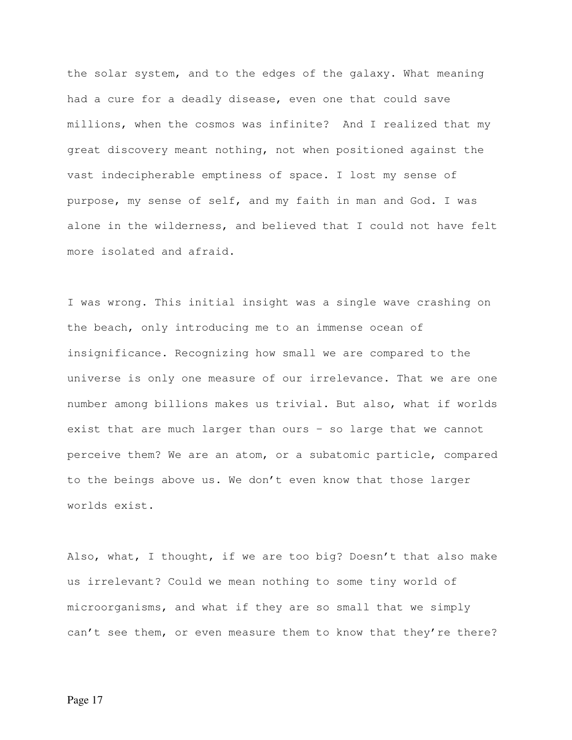the solar system, and to the edges of the galaxy. What meaning had a cure for a deadly disease, even one that could save millions, when the cosmos was infinite?  And I realized that my great discovery meant nothing, not when positioned against the vast indecipherable emptiness of space. I lost my sense of purpose, my sense of self, and my faith in man and God. I was alone in the wilderness, and believed that I could not have felt more isolated and afraid.

I was wrong. This initial insight was a single wave crashing on the beach, only introducing me to an immense ocean of insignificance. Recognizing how small we are compared to the universe is only one measure of our irrelevance. That we are one number among billions makes us trivial. But also, what if worlds exist that are much larger than ours – so large that we cannot perceive them? We are an atom, or a subatomic particle, compared to the beings above us. We don't even know that those larger worlds exist.

Also, what, I thought, if we are too big? Doesn't that also make us irrelevant? Could we mean nothing to some tiny world of microorganisms, and what if they are so small that we simply can't see them, or even measure them to know that they're there?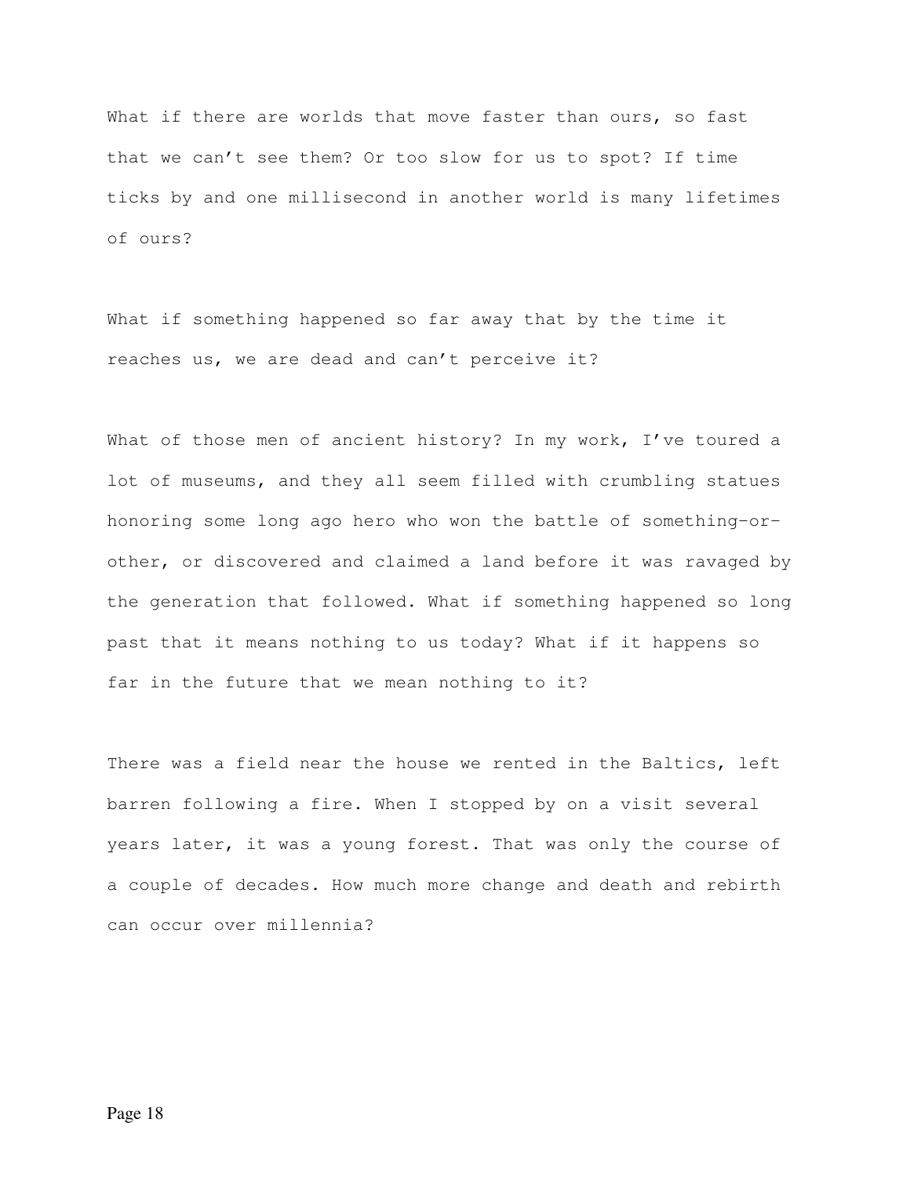What if there are worlds that move faster than ours, so fast that we can't see them? Or too slow for us to spot? If time ticks by and one millisecond in another world is many lifetimes of ours?

What if something happened so far away that by the time it reaches us, we are dead and can't perceive it?

What of those men of ancient history? In my work, I've toured a lot of museums, and they all seem filled with crumbling statues honoring some long ago hero who won the battle of something-or-other, or discovered and claimed a land before it was ravaged by the generation that followed. What if something happened so long past that it means nothing to us today? What if it happens so far in the future that we mean nothing to it?

There was a field near the house we rented in the Baltics, left barren following a fire. When I stopped by on a visit several years later, it was a young forest. That was only the course of a couple of decades. How much more change and death and rebirth can occur over millennia?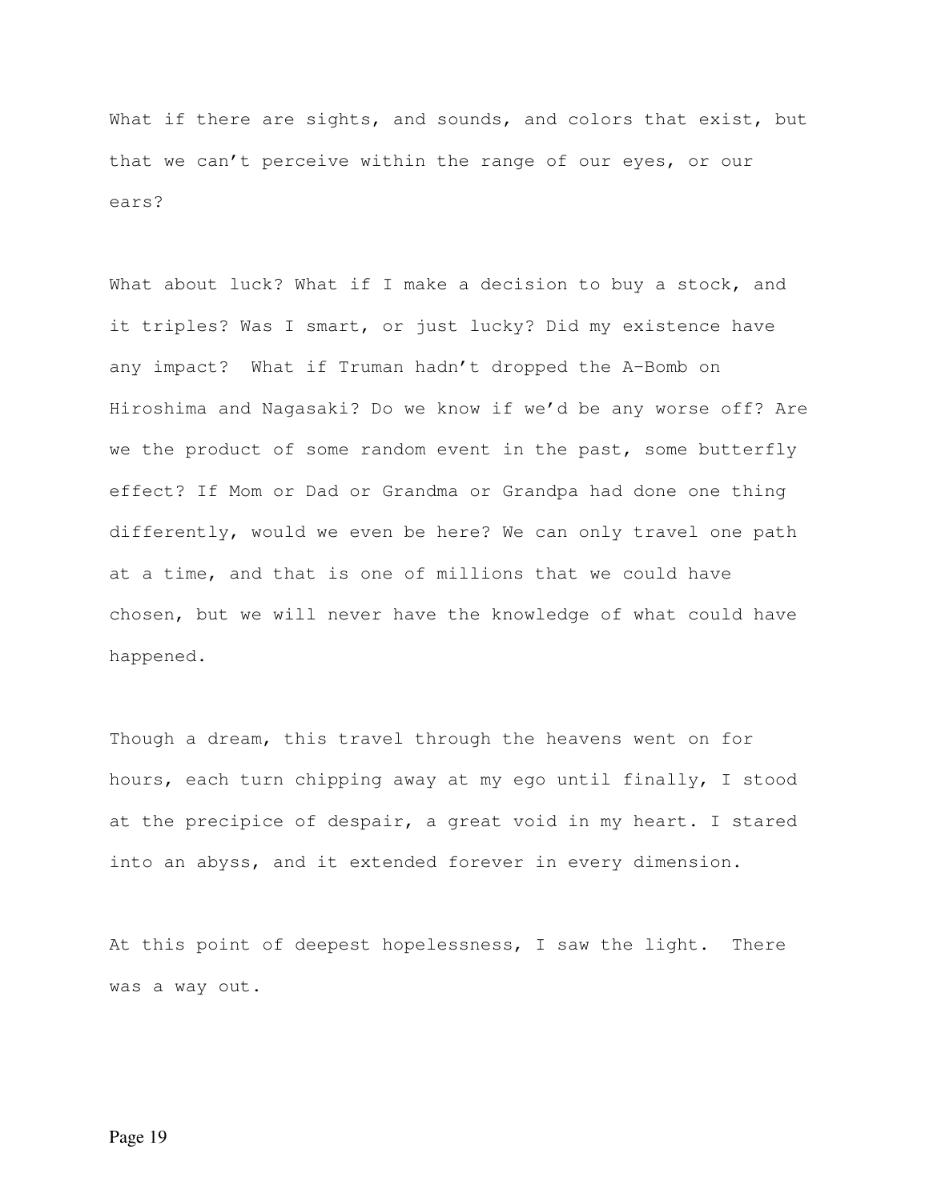What if there are sights, and sounds, and colors that exist, but that we can't perceive within the range of our eyes, or our ears?

What about luck? What if I make a decision to buy a stock, and it triples? Was I smart, or just lucky? Did my existence have any impact? What if Truman hadn't dropped the A-Bomb on Hiroshima and Nagasaki? Do we know if we'd be any worse off? Are we the product of some random event in the past, some butterfly effect? If Mom or Dad or Grandma or Grandpa had done one thing differently, would we even be here? We can only travel one path at a time, and that is one of millions that we could have chosen, but we will never have the knowledge of what could have happened.

Though a dream, this travel through the heavens went on for hours, each turn chipping away at my ego until finally, I stood at the precipice of despair, a great void in my heart. I stared into an abyss, and it extended forever in every dimension.

At this point of deepest hopelessness, I saw the light. There was a way out.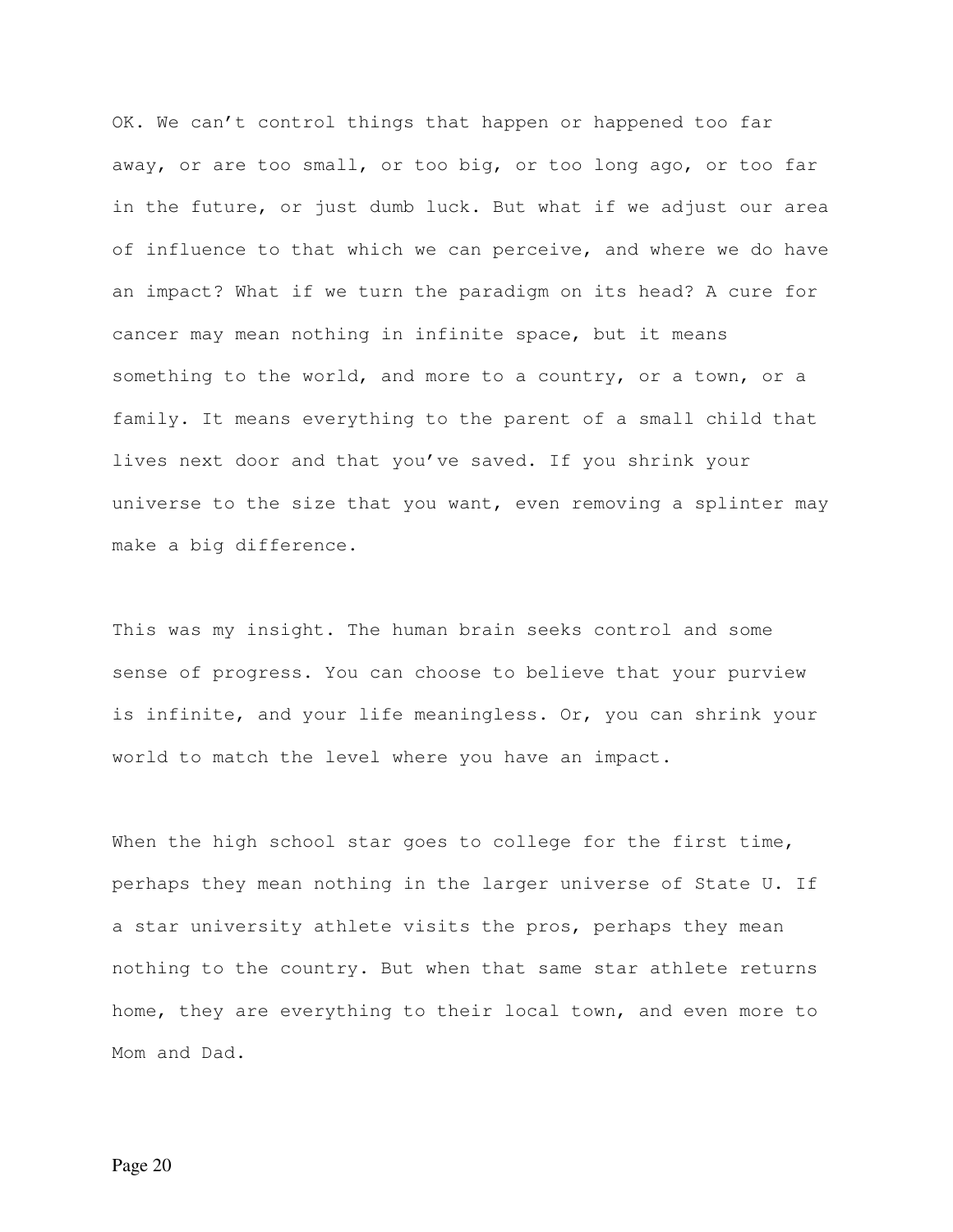OK. We can't control things that happen or happened too far away, or are too small, or too big, or too long ago, or too far in the future, or just dumb luck. But what if we adjust our area of influence to that which we can perceive, and where we do have an impact? What if we turn the paradigm on its head? A cure for cancer may mean nothing in infinite space, but it means something to the world, and more to a country, or a town, or a family. It means everything to the parent of a small child that lives next door and that you've saved. If you shrink your universe to the size that you want, even removing a splinter may make a big difference.

This was my insight. The human brain seeks control and some sense of progress. You can choose to believe that your purview is infinite, and your life meaningless. Or, you can shrink your world to match the level where you have an impact.

When the high school star goes to college for the first time, perhaps they mean nothing in the larger universe of State U. If a star university athlete visits the pros, perhaps they mean nothing to the country. But when that same star athlete returns home, they are everything to their local town, and even more to Mom and Dad.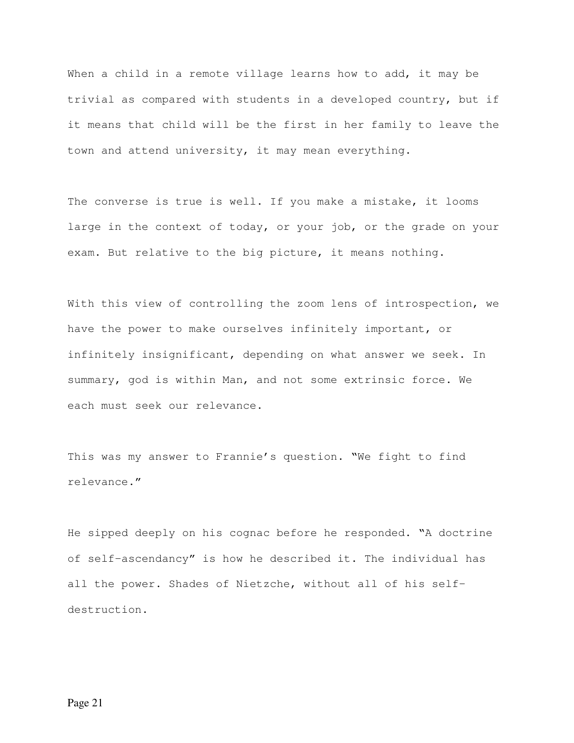When a child in a remote village learns how to add, it may be trivial as compared with students in a developed country, but if it means that child will be the first in her family to leave the town and attend university, it may mean everything.

The converse is true is well. If you make a mistake, it looms large in the context of today, or your job, or the grade on your exam. But relative to the big picture, it means nothing.

With this view of controlling the zoom lens of introspection, we have the power to make ourselves infinitely important, or infinitely insignificant, depending on what answer we seek. In summary, god is within Man, and not some extrinsic force. We each must seek our relevance.

This was my answer to Frannie's question. "We fight to find relevance."

He sipped deeply on his cognac before he responded. "A doctrine of self-ascendancy" is how he described it. The individual has all the power. Shades of Nietzche, without all of his self-destruction.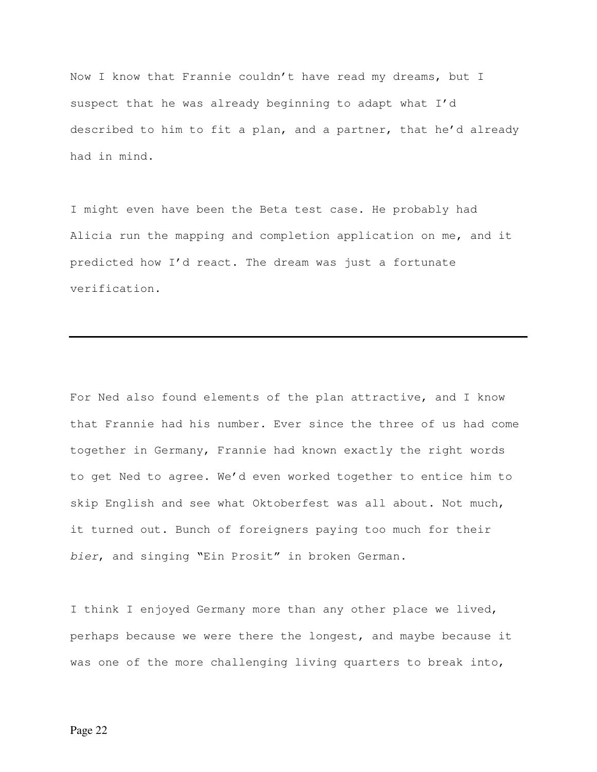Now I know that Frannie couldn't have read my dreams, but I suspect that he was already beginning to adapt what I'd described to him to fit a plan, and a partner, that he'd already had in mind.

I might even have been the Beta test case. He probably had Alicia run the mapping and completion application on me, and it predicted how I'd react. The dream was just a fortunate verification.

---

For Ned also found elements of the plan attractive, and I know that Frannie had his number. Ever since the three of us had come together in Germany, Frannie had known exactly the right words to get Ned to agree. We'd even worked together to entice him to skip English and see what Oktoberfest was all about. Not much, it turned out. Bunch of foreigners paying too much for their *bier*, and singing "Ein Prosit" in broken German.

I think I enjoyed Germany more than any other place we lived, perhaps because we were there the longest, and maybe because it was one of the more challenging living quarters to break into,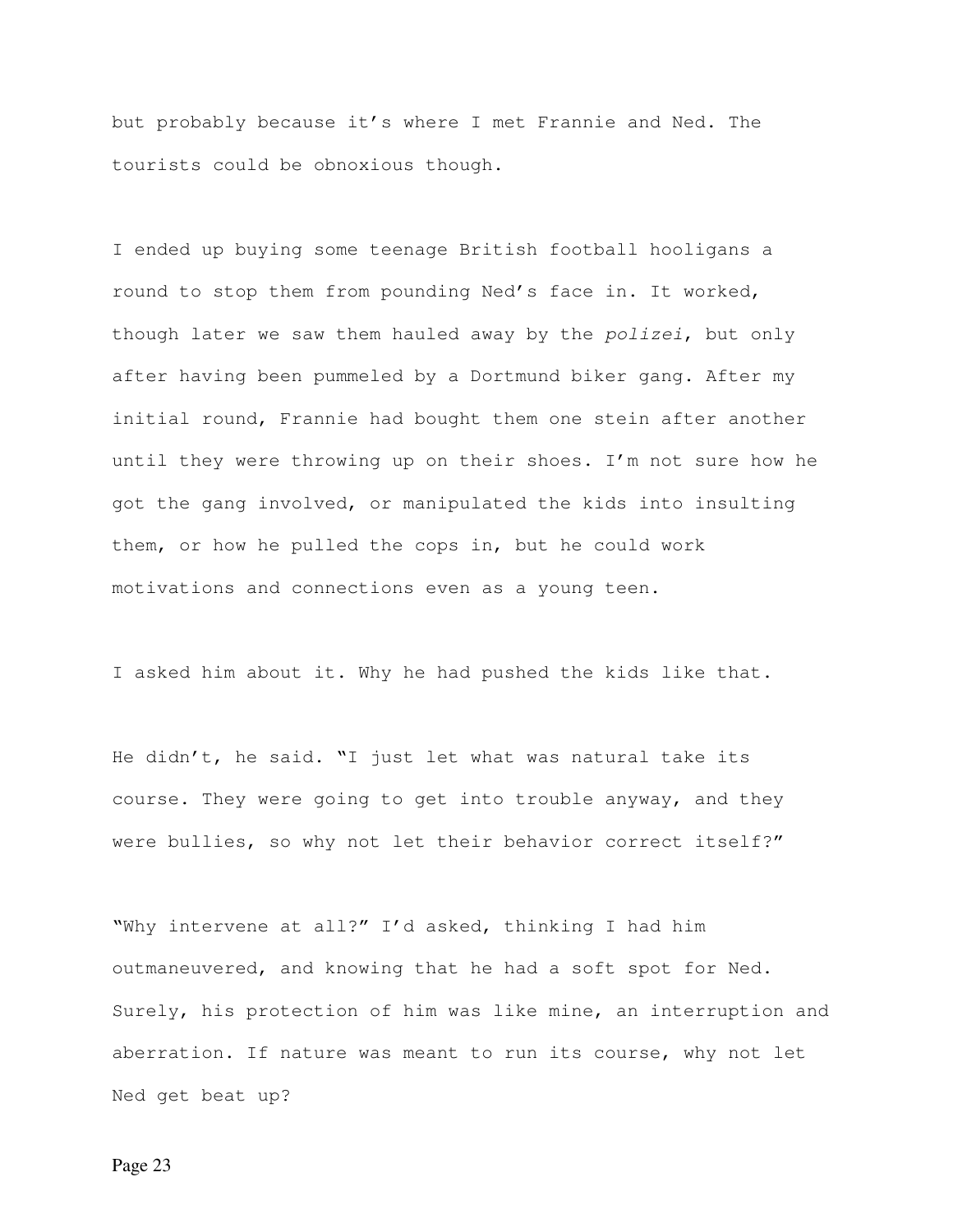but probably because it’s where I met Frannie and Ned. The tourists could be obnoxious though.

I ended up buying some teenage British football hooligans a round to stop them from pounding Ned’s face in. It worked, though later we saw them hauled away by the *polizei*, but only after having been pummeled by a Dortmund biker gang. After my initial round, Frannie had bought them one stein after another until they were throwing up on their shoes. I’m not sure how he got the gang involved, or manipulated the kids into insulting them, or how he pulled the cops in, but he could work motivations and connections even as a young teen.

I asked him about it. Why he had pushed the kids like that.

He didn’t, he said. “I just let what was natural take its course. They were going to get into trouble anyway, and they were bullies, so why not let their behavior correct itself?”

“Why intervene at all?” I’d asked, thinking I had him outmaneuvered, and knowing that he had a soft spot for Ned. Surely, his protection of him was like mine, an interruption and aberration. If nature was meant to run its course, why not let Ned get beat up?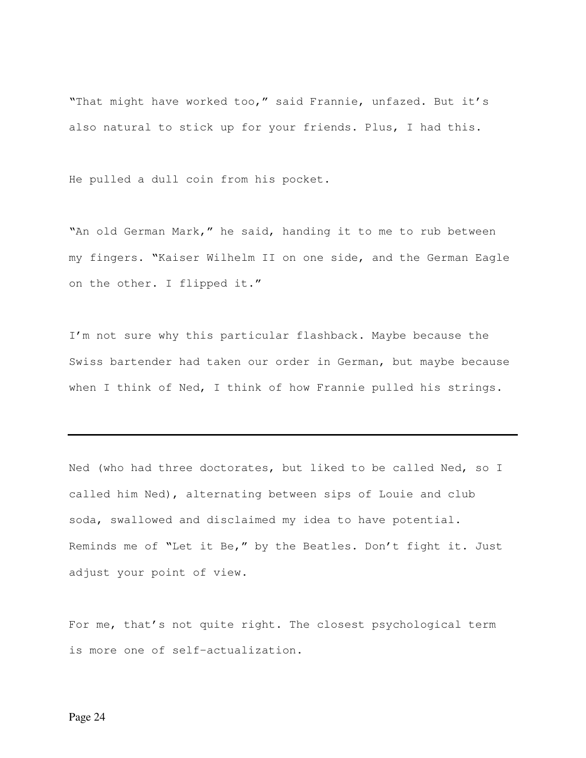"That might have worked too," said Frannie, unfazed. But it's also natural to stick up for your friends. Plus, I had this.

He pulled a dull coin from his pocket.

"An old German Mark," he said, handing it to me to rub between my fingers. "Kaiser Wilhelm II on one side, and the German Eagle on the other. I flipped it."

I'm not sure why this particular flashback. Maybe because the Swiss bartender had taken our order in German, but maybe because when I think of Ned, I think of how Frannie pulled his strings.

---

Ned (who had three doctorates, but liked to be called Ned, so I called him Ned), alternating between sips of Louie and club soda, swallowed and disclaimed my idea to have potential. Reminds me of "Let it Be," by the Beatles. Don't fight it. Just adjust your point of view.

For me, that's not quite right. The closest psychological term is more one of self-actualization.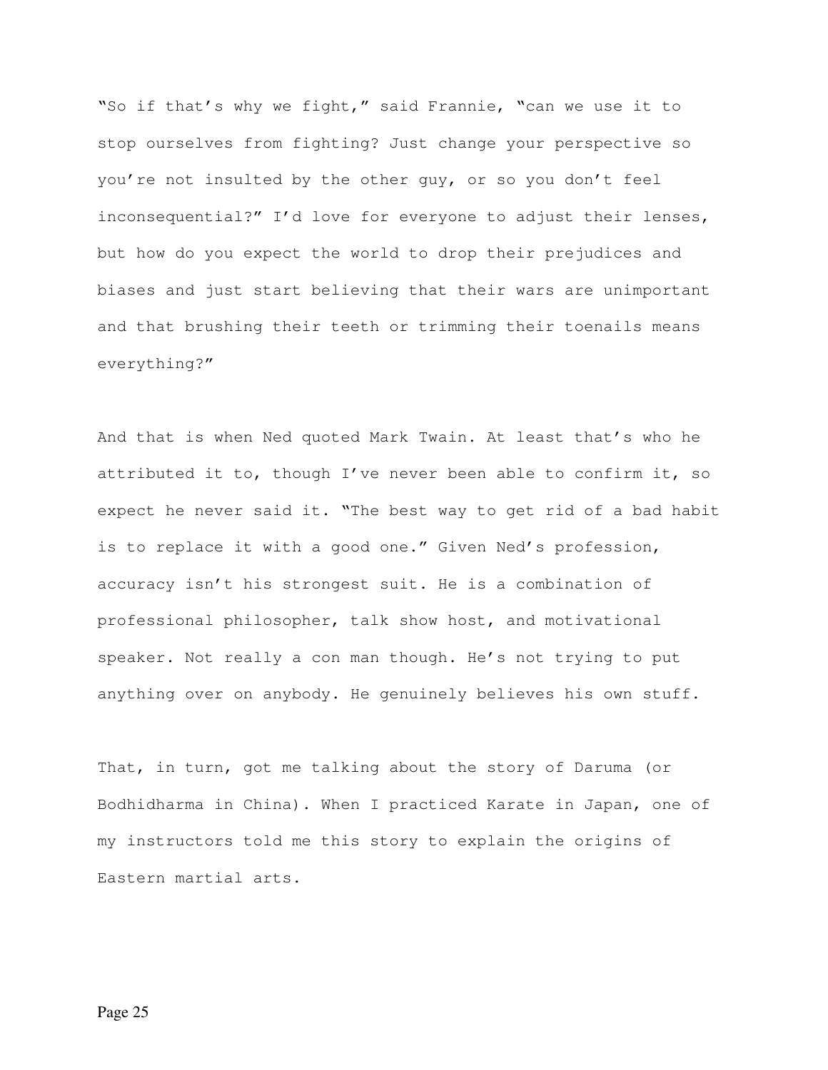"So if that's why we fight," said Frannie, "can we use it to stop ourselves from fighting? Just change your perspective so you're not insulted by the other guy, or so you don't feel inconsequential?" I'd love for everyone to adjust their lenses, but how do you expect the world to drop their prejudices and biases and just start believing that their wars are unimportant and that brushing their teeth or trimming their toenails means everything?"

And that is when Ned quoted Mark Twain. At least that's who he attributed it to, though I've never been able to confirm it, so expect he never said it. "The best way to get rid of a bad habit is to replace it with a good one." Given Ned's profession, accuracy isn't his strongest suit. He is a combination of professional philosopher, talk show host, and motivational speaker. Not really a con man though. He's not trying to put anything over on anybody. He genuinely believes his own stuff.

That, in turn, got me talking about the story of Daruma (or Bodhidharma in China). When I practiced Karate in Japan, one of my instructors told me this story to explain the origins of Eastern martial arts.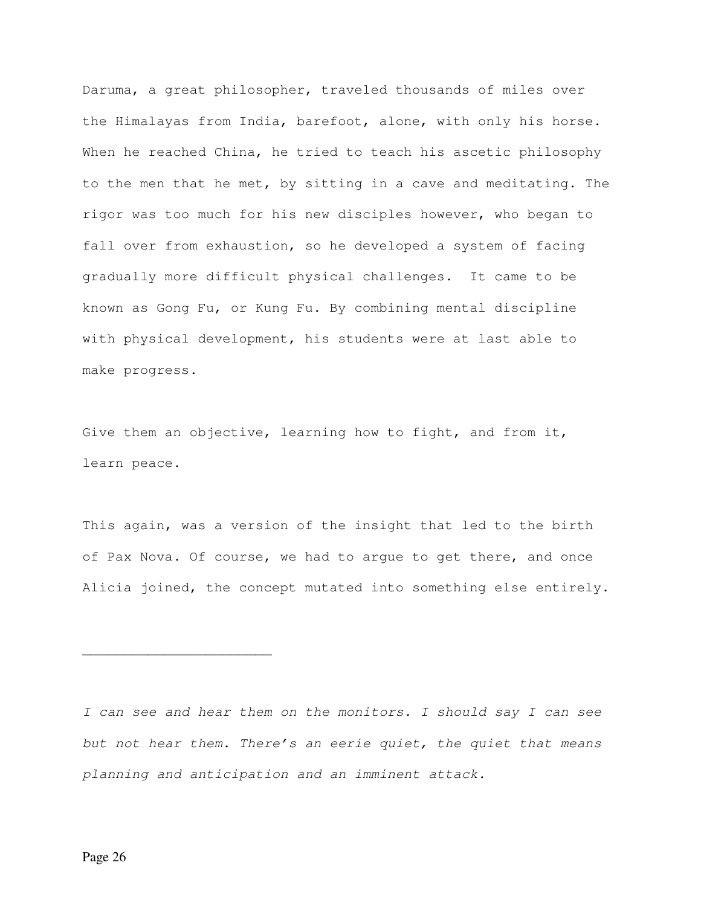Daruma, a great philosopher, traveled thousands of miles over the Himalayas from India, barefoot, alone, with only his horse. When he reached China, he tried to teach his ascetic philosophy to the men that he met, by sitting in a cave and meditating. The rigor was too much for his new disciples however, who began to fall over from exhaustion, so he developed a system of facing gradually more difficult physical challenges.  It came to be known as Gong Fu, or Kung Fu. By combining mental discipline with physical development, his students were at last able to make progress.

Give them an objective, learning how to fight, and from it, learn peace.

This again, was a version of the insight that led to the birth of Pax Nova. Of course, we had to argue to get there, and once Alicia joined, the concept mutated into something else entirely.

---

*I can see and hear them on the monitors. I should say I can see but not hear them. There's an eerie quiet, the quiet that means planning and anticipation and an imminent attack.*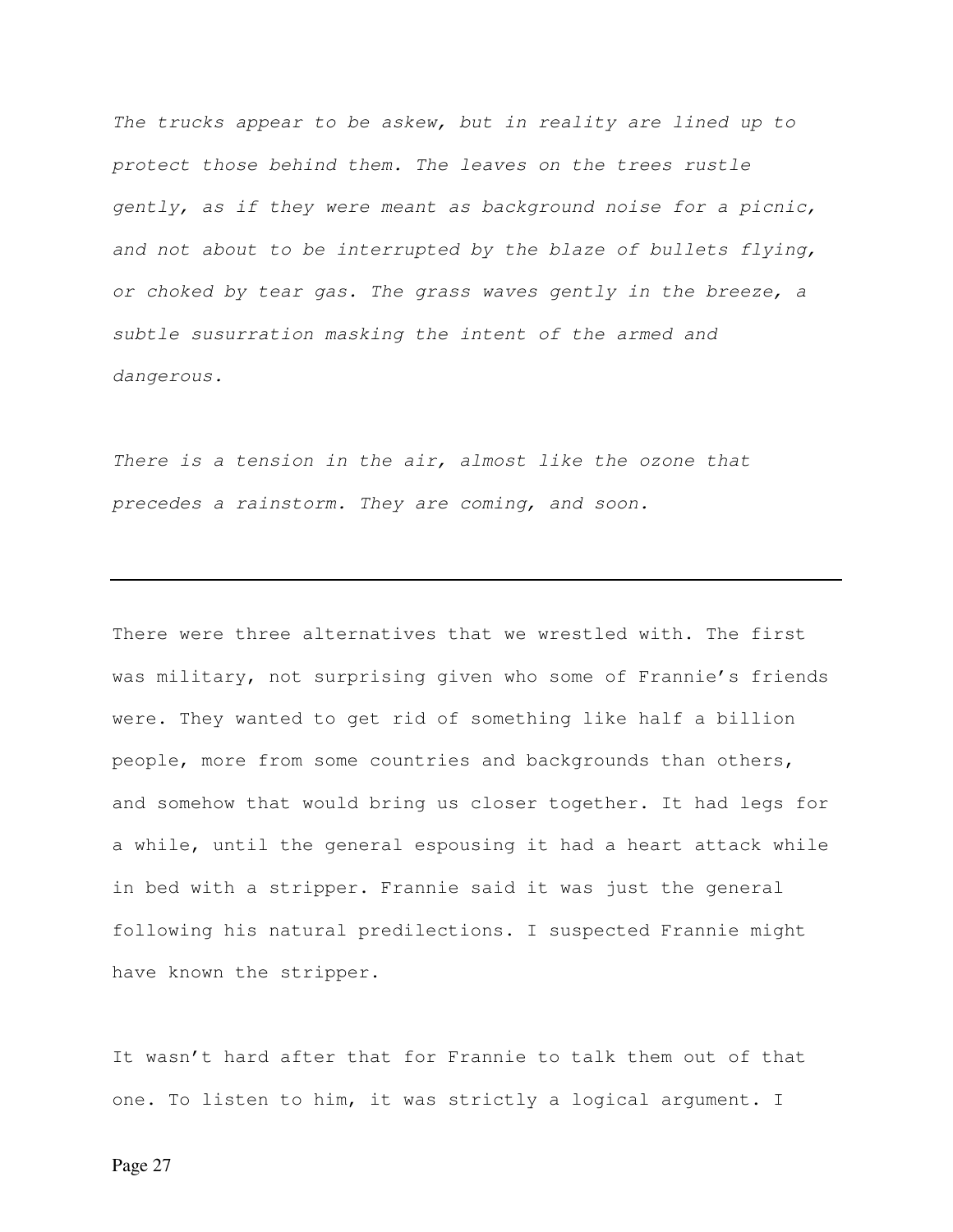*The trucks appear to be askew, but in reality are lined up to protect those behind them. The leaves on the trees rustle gently, as if they were meant as background noise for a picnic, and not about to be interrupted by the blaze of bullets flying, or choked by tear gas. The grass waves gently in the breeze, a subtle susurration masking the intent of the armed and dangerous.*

*There is a tension in the air, almost like the ozone that precedes a rainstorm. They are coming, and soon.*

---

There were three alternatives that we wrestled with. The first was military, not surprising given who some of Frannie's friends were. They wanted to get rid of something like half a billion people, more from some countries and backgrounds than others, and somehow that would bring us closer together. It had legs for a while, until the general espousing it had a heart attack while in bed with a stripper. Frannie said it was just the general following his natural predilections. I suspected Frannie might have known the stripper.

It wasn't hard after that for Frannie to talk them out of that one. To listen to him, it was strictly a logical argument. I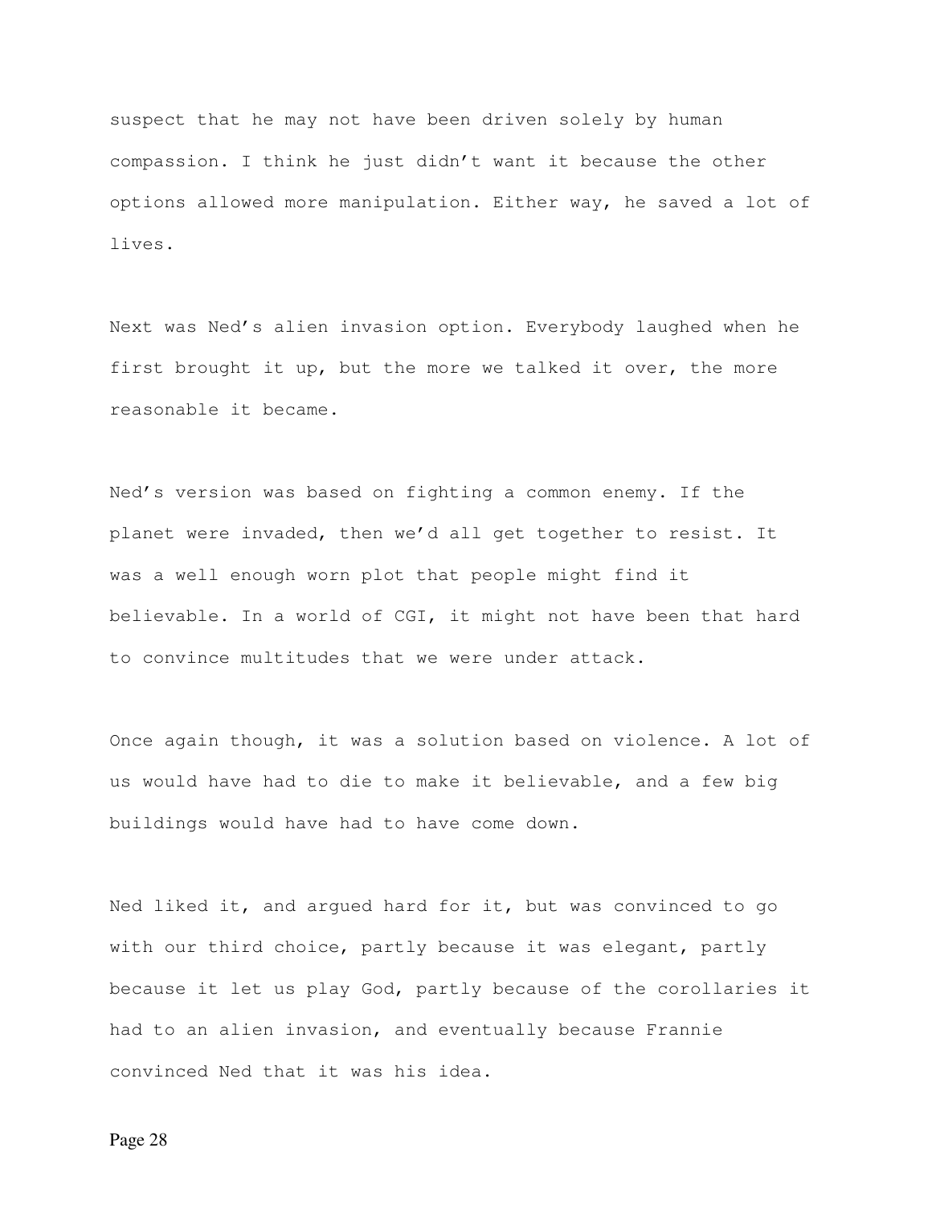suspect that he may not have been driven solely by human compassion. I think he just didn't want it because the other options allowed more manipulation. Either way, he saved a lot of lives.

Next was Ned's alien invasion option. Everybody laughed when he first brought it up, but the more we talked it over, the more reasonable it became.

Ned's version was based on fighting a common enemy. If the planet were invaded, then we'd all get together to resist. It was a well enough worn plot that people might find it believable. In a world of CGI, it might not have been that hard to convince multitudes that we were under attack.

Once again though, it was a solution based on violence. A lot of us would have had to die to make it believable, and a few big buildings would have had to have come down.

Ned liked it, and argued hard for it, but was convinced to go with our third choice, partly because it was elegant, partly because it let us play God, partly because of the corollaries it had to an alien invasion, and eventually because Frannie convinced Ned that it was his idea.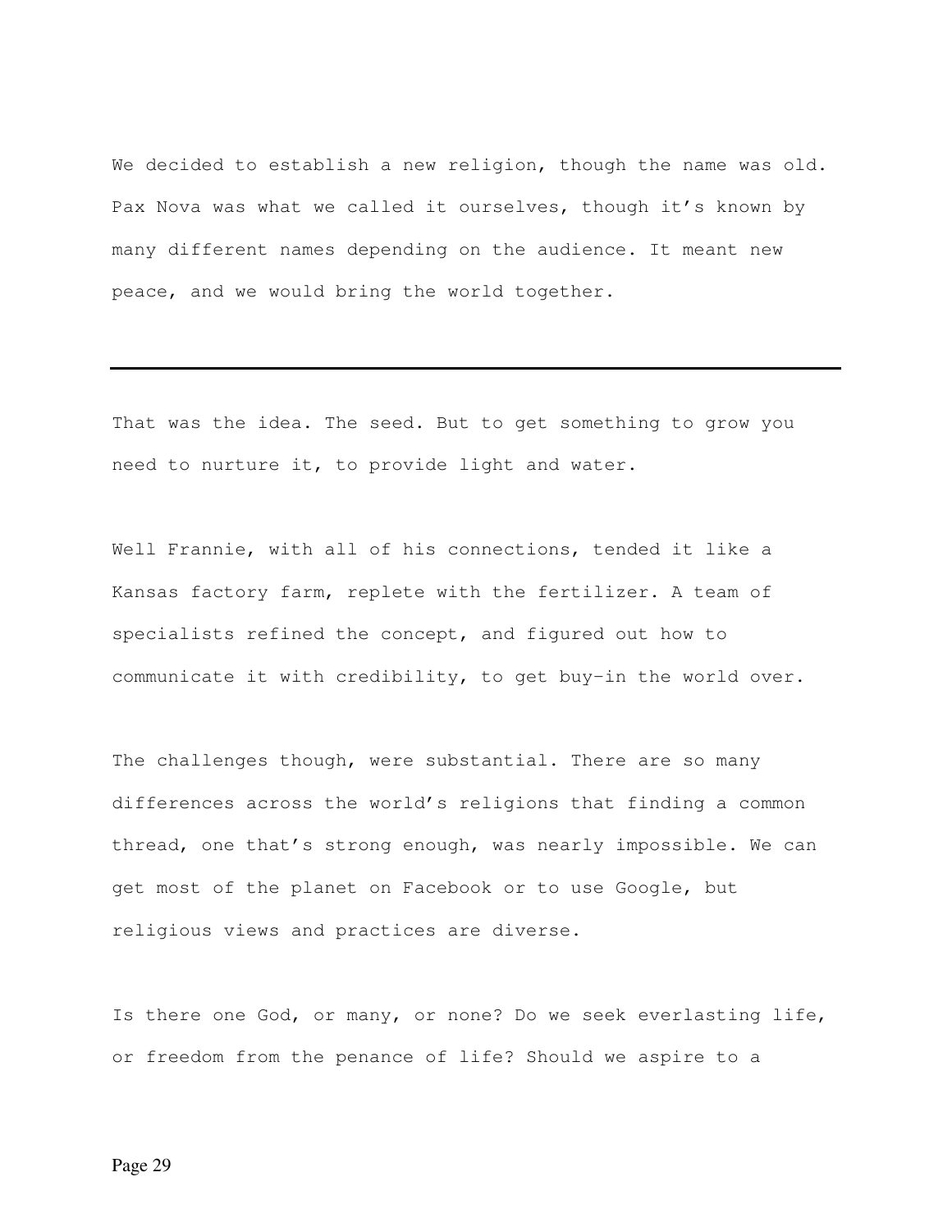We decided to establish a new religion, though the name was old. Pax Nova was what we called it ourselves, though it's known by many different names depending on the audience. It meant new peace, and we would bring the world together.

---

That was the idea. The seed. But to get something to grow you need to nurture it, to provide light and water.

Well Frannie, with all of his connections, tended it like a Kansas factory farm, replete with the fertilizer. A team of specialists refined the concept, and figured out how to communicate it with credibility, to get buy-in the world over.

The challenges though, were substantial. There are so many differences across the world's religions that finding a common thread, one that's strong enough, was nearly impossible. We can get most of the planet on Facebook or to use Google, but religious views and practices are diverse.

Is there one God, or many, or none? Do we seek everlasting life, or freedom from the penance of life? Should we aspire to a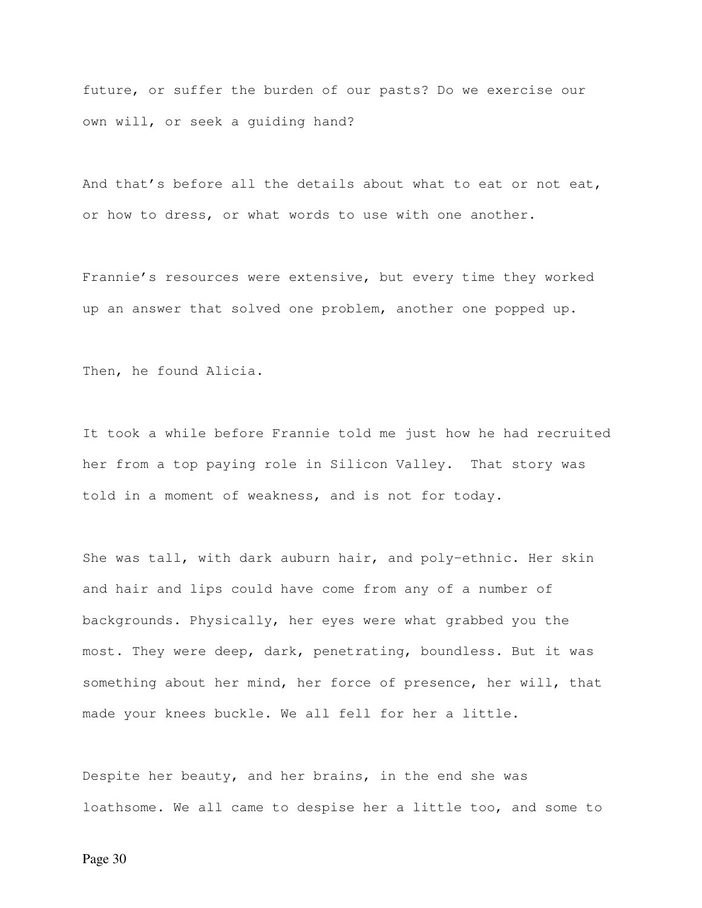future, or suffer the burden of our pasts? Do we exercise our own will, or seek a guiding hand?

And that's before all the details about what to eat or not eat, or how to dress, or what words to use with one another.

Frannie's resources were extensive, but every time they worked up an answer that solved one problem, another one popped up.

Then, he found Alicia.

It took a while before Frannie told me just how he had recruited her from a top paying role in Silicon Valley. That story was told in a moment of weakness, and is not for today.

She was tall, with dark auburn hair, and poly-ethnic. Her skin and hair and lips could have come from any of a number of backgrounds. Physically, her eyes were what grabbed you the most. They were deep, dark, penetrating, boundless. But it was something about her mind, her force of presence, her will, that made your knees buckle. We all fell for her a little.

Despite her beauty, and her brains, in the end she was loathsome. We all came to despise her a little too, and some to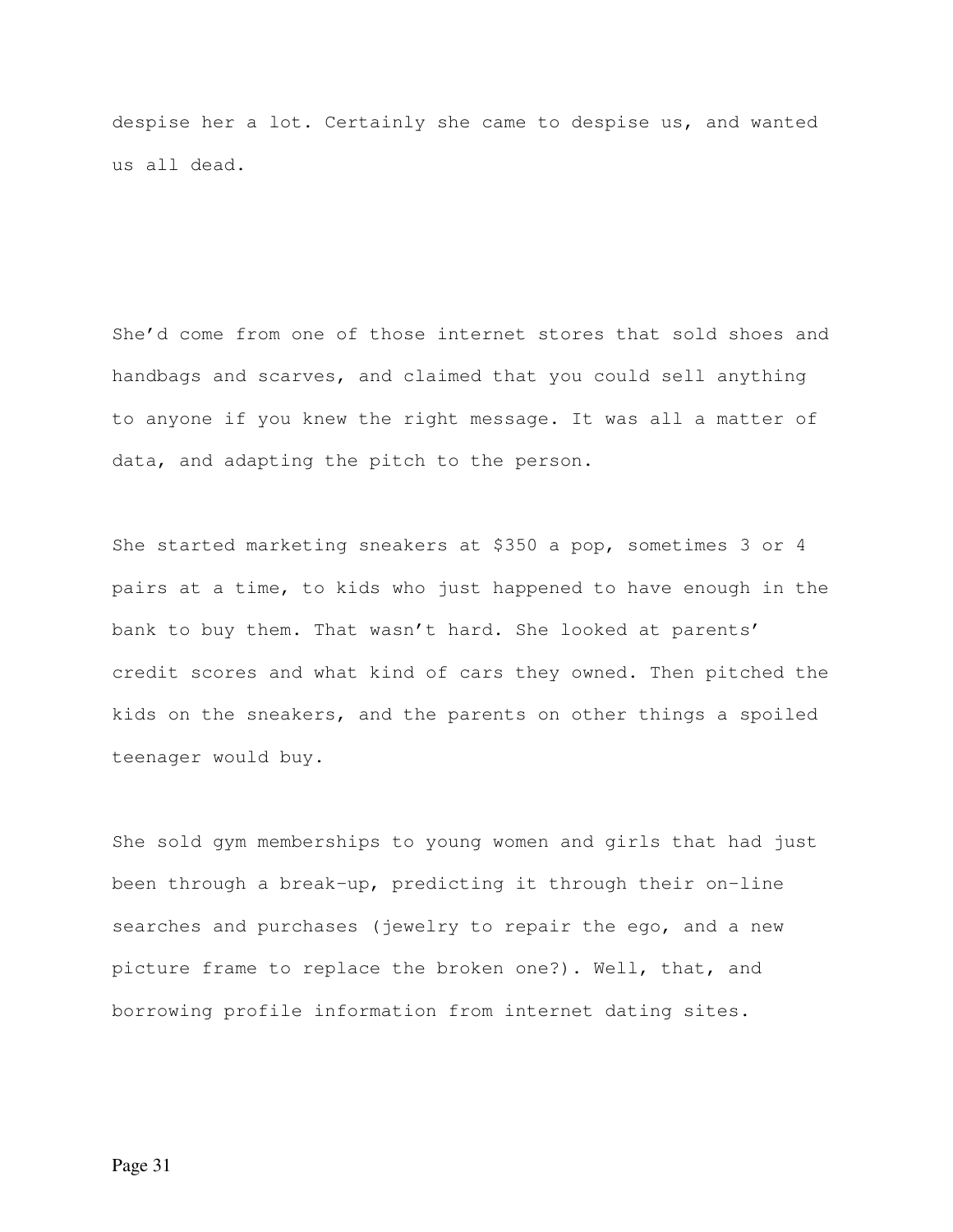despise her a lot. Certainly she came to despise us, and wanted us all dead.

She'd come from one of those internet stores that sold shoes and handbags and scarves, and claimed that you could sell anything to anyone if you knew the right message. It was all a matter of data, and adapting the pitch to the person.

She started marketing sneakers at $350 a pop, sometimes 3 or 4 pairs at a time, to kids who just happened to have enough in the bank to buy them. That wasn't hard. She looked at parents' credit scores and what kind of cars they owned. Then pitched the kids on the sneakers, and the parents on other things a spoiled teenager would buy.

She sold gym memberships to young women and girls that had just been through a break-up, predicting it through their on-line searches and purchases (jewelry to repair the ego, and a new picture frame to replace the broken one?). Well, that, and borrowing profile information from internet dating sites.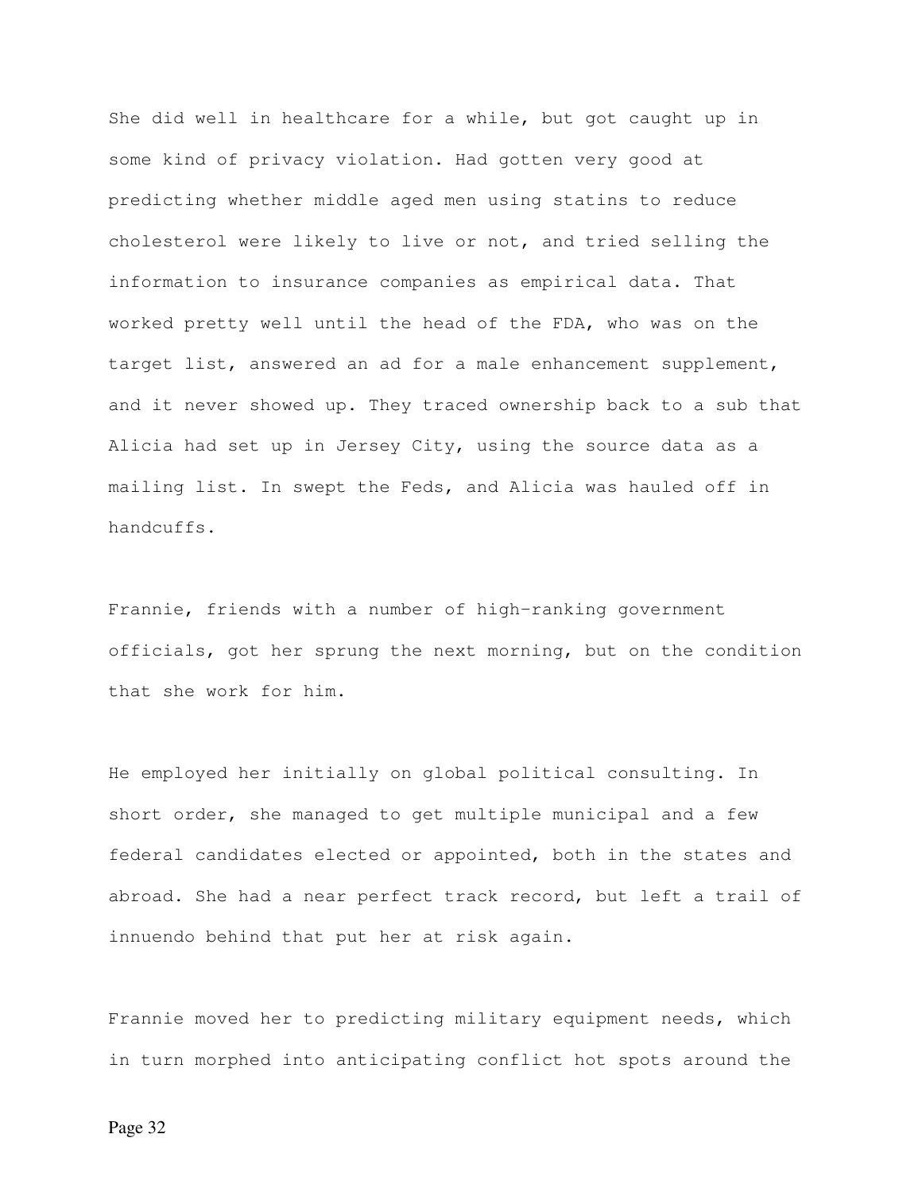She did well in healthcare for a while, but got caught up in some kind of privacy violation. Had gotten very good at predicting whether middle aged men using statins to reduce cholesterol were likely to live or not, and tried selling the information to insurance companies as empirical data. That worked pretty well until the head of the FDA, who was on the target list, answered an ad for a male enhancement supplement, and it never showed up. They traced ownership back to a sub that Alicia had set up in Jersey City, using the source data as a mailing list. In swept the Feds, and Alicia was hauled off in handcuffs.

Frannie, friends with a number of high-ranking government officials, got her sprung the next morning, but on the condition that she work for him.

He employed her initially on global political consulting. In short order, she managed to get multiple municipal and a few federal candidates elected or appointed, both in the states and abroad. She had a near perfect track record, but left a trail of innuendo behind that put her at risk again.

Frannie moved her to predicting military equipment needs, which in turn morphed into anticipating conflict hot spots around the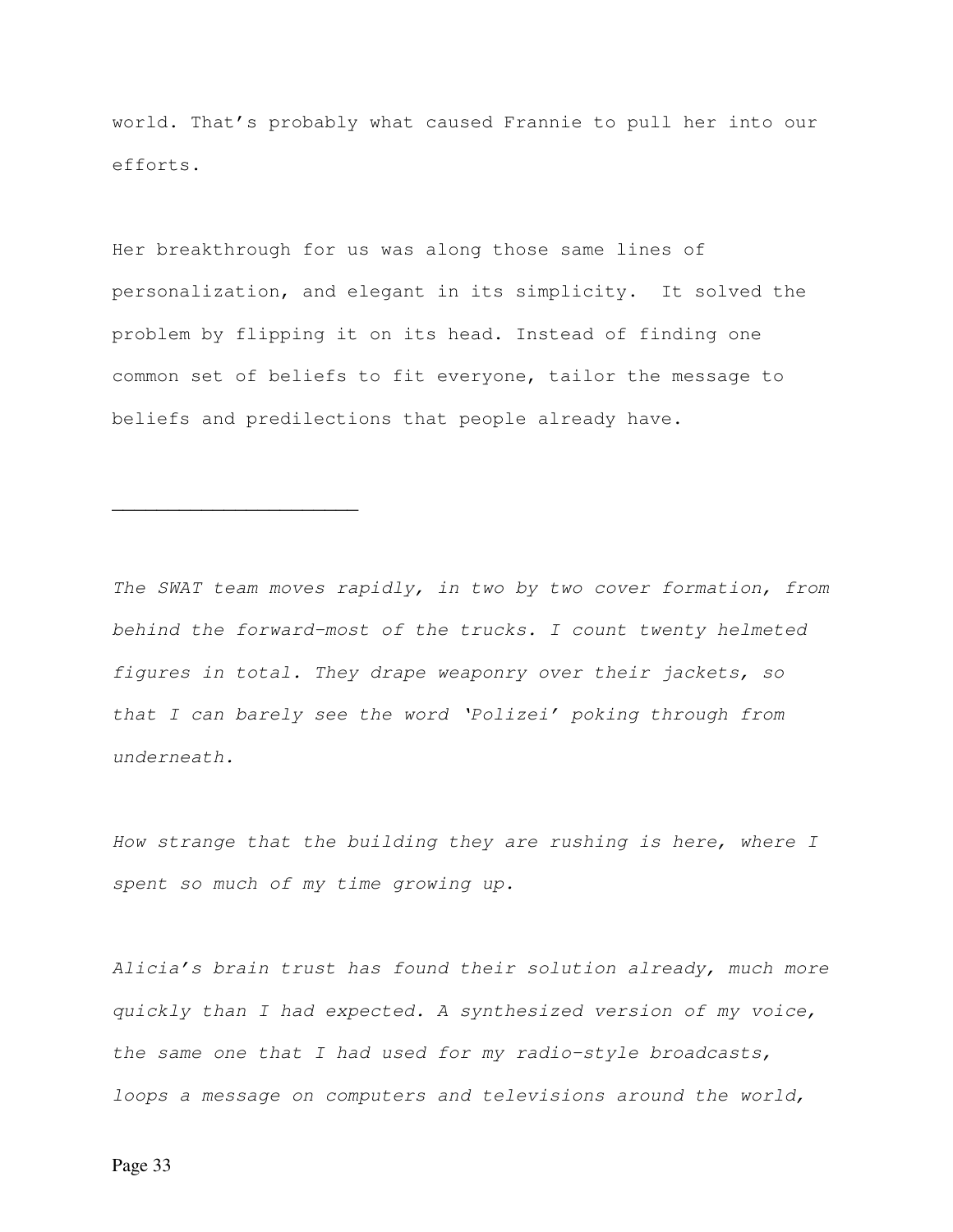world. That's probably what caused Frannie to pull her into our efforts.

Her breakthrough for us was along those same lines of personalization, and elegant in its simplicity. It solved the problem by flipping it on its head. Instead of finding one common set of beliefs to fit everyone, tailor the message to beliefs and predilections that people already have.

______________________

*The SWAT team moves rapidly, in two by two cover formation, from behind the forward-most of the trucks. I count twenty helmeted figures in total. They drape weaponry over their jackets, so that I can barely see the word 'Polizei' poking through from underneath.*

*How strange that the building they are rushing is here, where I spent so much of my time growing up.*

*Alicia's brain trust has found their solution already, much more quickly than I had expected. A synthesized version of my voice, the same one that I had used for my radio-style broadcasts, loops a message on computers and televisions around the world,*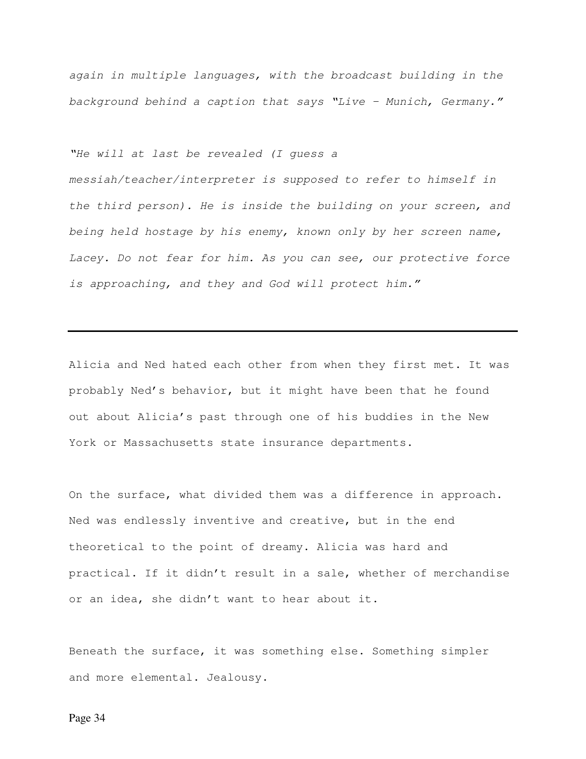*again in multiple languages, with the broadcast building in the background behind a caption that says "Live – Munich, Germany."*

*"He will at last be revealed (I guess a messiah/teacher/interpreter is supposed to refer to himself in the third person). He is inside the building on your screen, and being held hostage by his enemy, known only by her screen name, Lacey. Do not fear for him. As you can see, our protective force is approaching, and they and God will protect him."*

---

Alicia and Ned hated each other from when they first met. It was probably Ned's behavior, but it might have been that he found out about Alicia's past through one of his buddies in the New York or Massachusetts state insurance departments.

On the surface, what divided them was a difference in approach. Ned was endlessly inventive and creative, but in the end theoretical to the point of dreamy. Alicia was hard and practical. If it didn't result in a sale, whether of merchandise or an idea, she didn't want to hear about it.

Beneath the surface, it was something else. Something simpler and more elemental. Jealousy.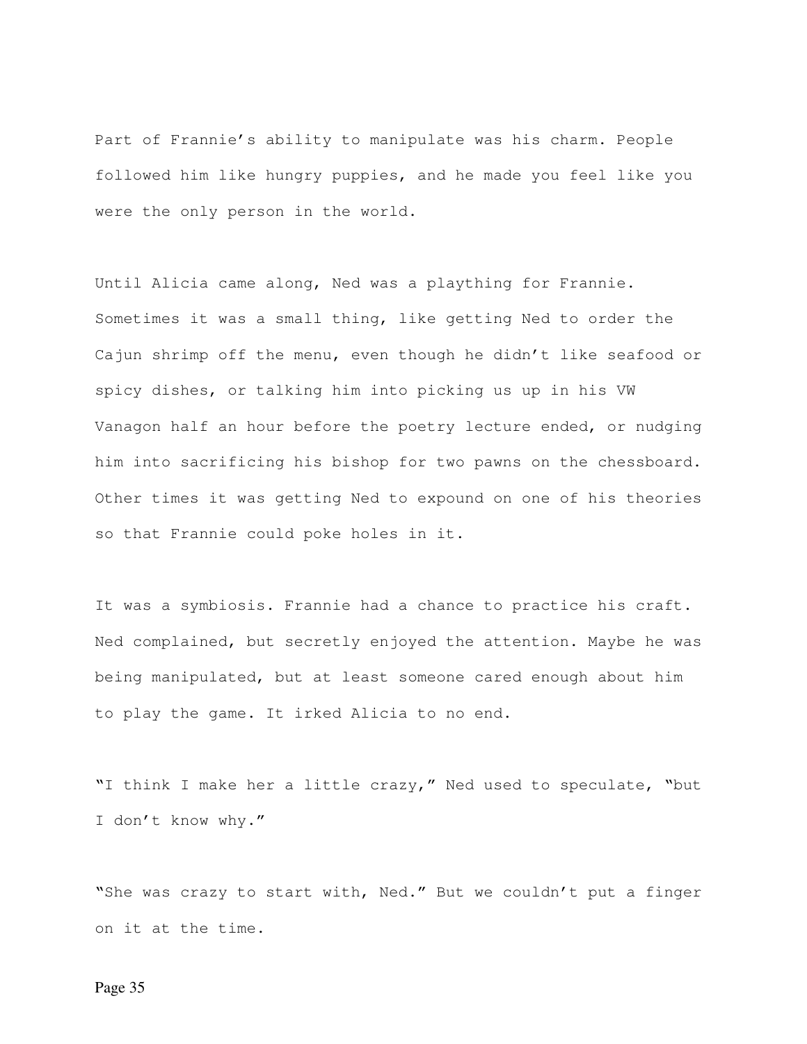Part of Frannie’s ability to manipulate was his charm. People followed him like hungry puppies, and he made you feel like you were the only person in the world.

Until Alicia came along, Ned was a plaything for Frannie. Sometimes it was a small thing, like getting Ned to order the Cajun shrimp off the menu, even though he didn’t like seafood or spicy dishes, or talking him into picking us up in his VW Vanagon half an hour before the poetry lecture ended, or nudging him into sacrificing his bishop for two pawns on the chessboard. Other times it was getting Ned to expound on one of his theories so that Frannie could poke holes in it.

It was a symbiosis. Frannie had a chance to practice his craft. Ned complained, but secretly enjoyed the attention. Maybe he was being manipulated, but at least someone cared enough about him to play the game. It irked Alicia to no end.

“I think I make her a little crazy,” Ned used to speculate, “but I don’t know why.”

“She was crazy to start with, Ned.” But we couldn’t put a finger on it at the time.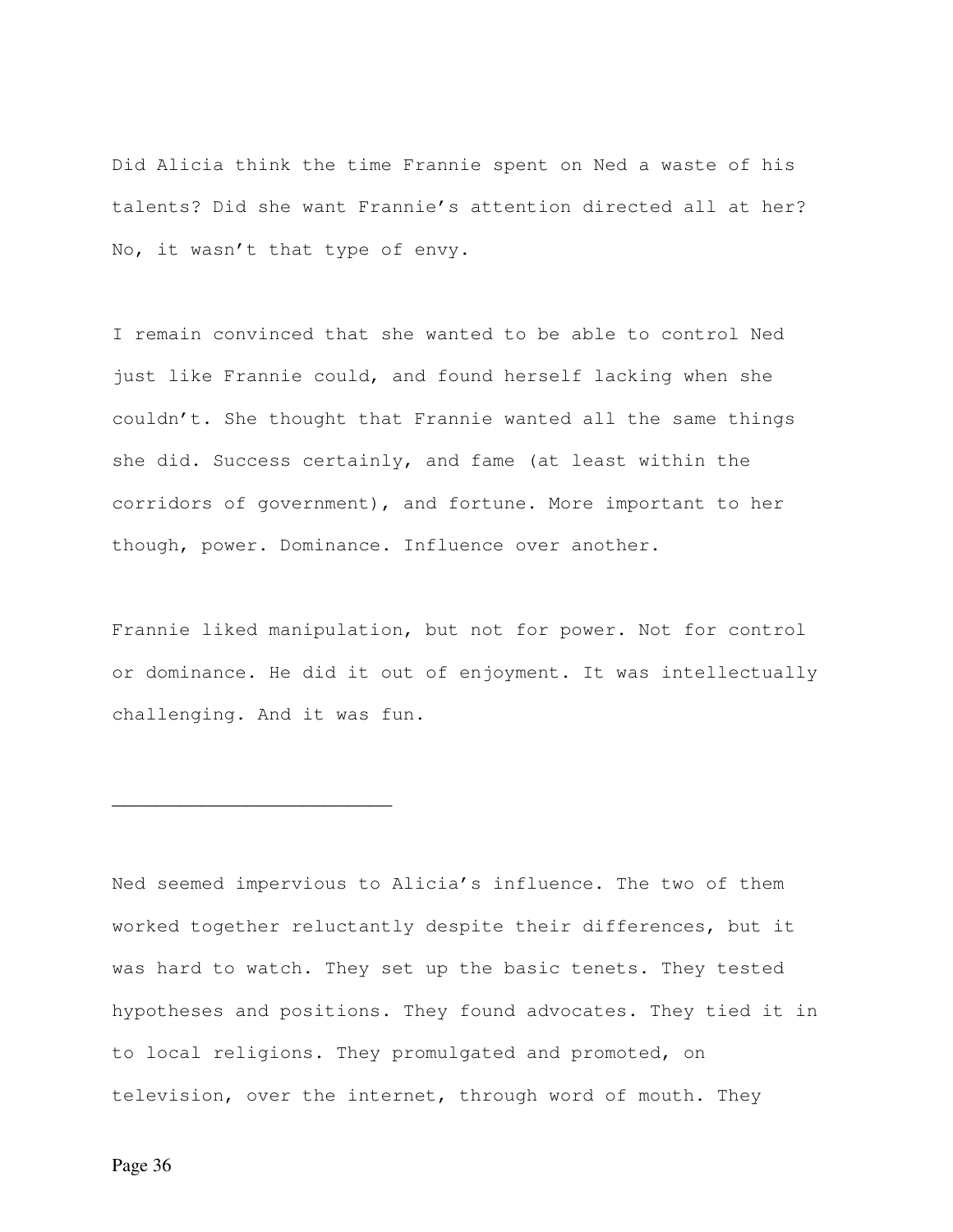Did Alicia think the time Frannie spent on Ned a waste of his talents? Did she want Frannie's attention directed all at her? No, it wasn't that type of envy.

I remain convinced that she wanted to be able to control Ned just like Frannie could, and found herself lacking when she couldn't. She thought that Frannie wanted all the same things she did. Success certainly, and fame (at least within the corridors of government), and fortune. More important to her though, power. Dominance. Influence over another.

Frannie liked manipulation, but not for power. Not for control or dominance. He did it out of enjoyment. It was intellectually challenging. And it was fun.

---

Ned seemed impervious to Alicia's influence. The two of them worked together reluctantly despite their differences, but it was hard to watch. They set up the basic tenets. They tested hypotheses and positions. They found advocates. They tied it in to local religions. They promulgated and promoted, on television, over the internet, through word of mouth. They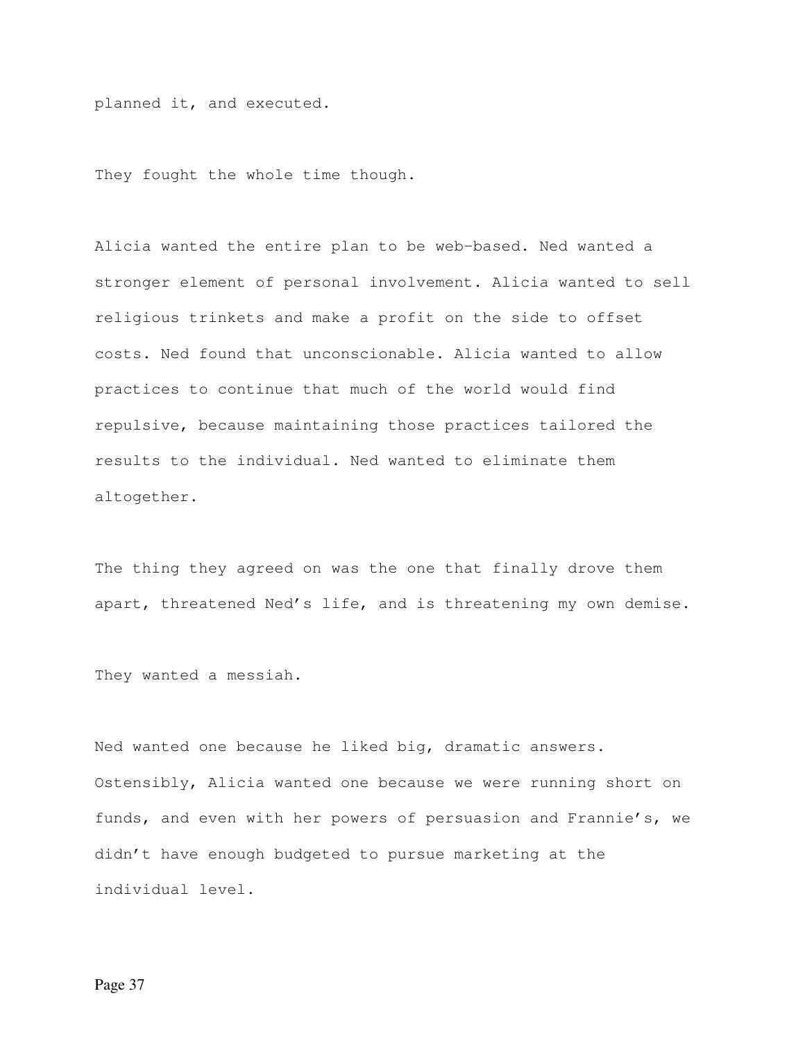planned it, and executed.

They fought the whole time though.

Alicia wanted the entire plan to be web-based. Ned wanted a stronger element of personal involvement. Alicia wanted to sell religious trinkets and make a profit on the side to offset costs. Ned found that unconscionable. Alicia wanted to allow practices to continue that much of the world would find repulsive, because maintaining those practices tailored the results to the individual. Ned wanted to eliminate them altogether.

The thing they agreed on was the one that finally drove them apart, threatened Ned's life, and is threatening my own demise.

They wanted a messiah.

Ned wanted one because he liked big, dramatic answers. Ostensibly, Alicia wanted one because we were running short on funds, and even with her powers of persuasion and Frannie's, we didn't have enough budgeted to pursue marketing at the individual level.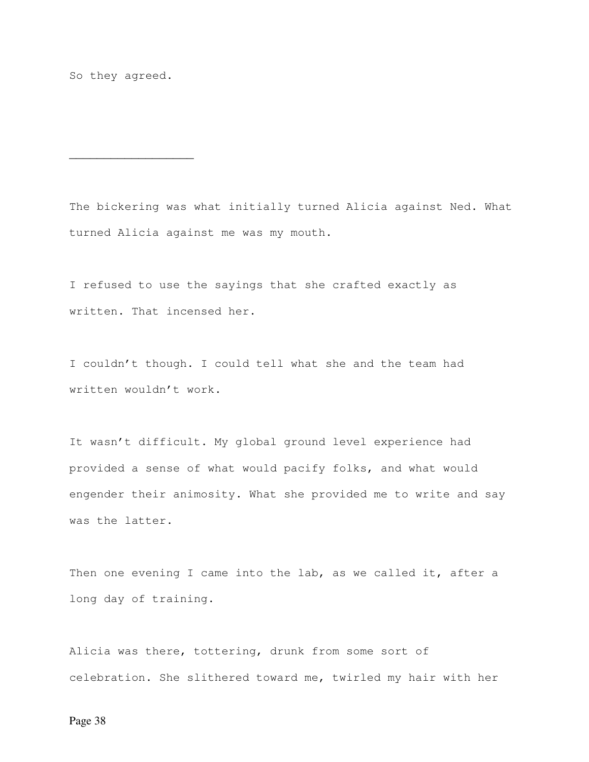So they agreed.

___

The bickering was what initially turned Alicia against Ned. What turned Alicia against me was my mouth.

I refused to use the sayings that she crafted exactly as written. That incensed her.

I couldn't though. I could tell what she and the team had written wouldn't work.

It wasn't difficult. My global ground level experience had provided a sense of what would pacify folks, and what would engender their animosity. What she provided me to write and say was the latter.

Then one evening I came into the lab, as we called it, after a long day of training.

Alicia was there, tottering, drunk from some sort of celebration. She slithered toward me, twirled my hair with her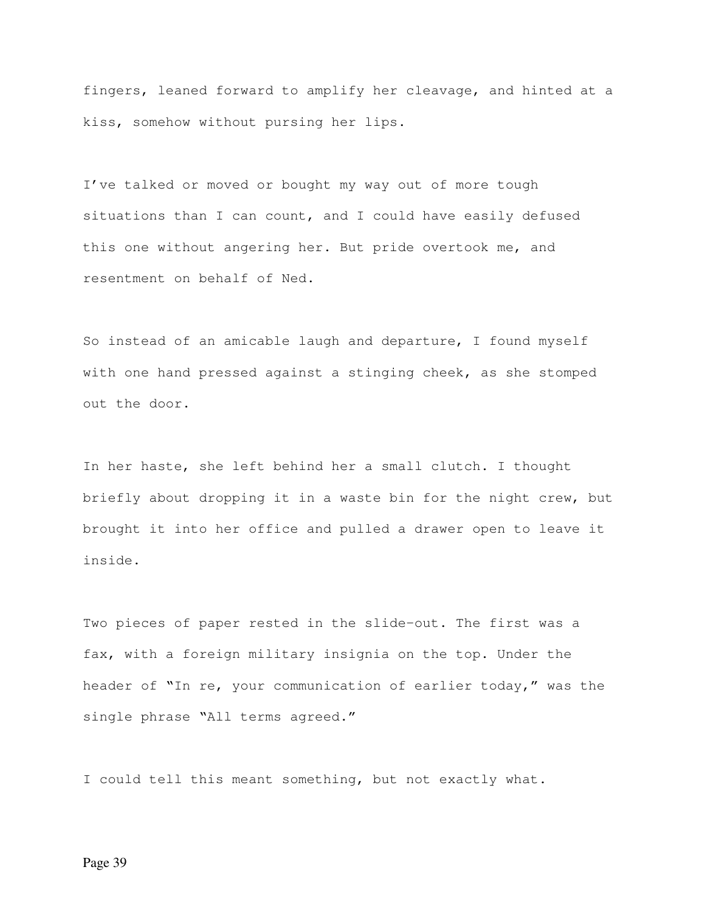fingers, leaned forward to amplify her cleavage, and hinted at a kiss, somehow without pursing her lips.

I've talked or moved or bought my way out of more tough situations than I can count, and I could have easily defused this one without angering her. But pride overtook me, and resentment on behalf of Ned.

So instead of an amicable laugh and departure, I found myself with one hand pressed against a stinging cheek, as she stomped out the door.

In her haste, she left behind her a small clutch. I thought briefly about dropping it in a waste bin for the night crew, but brought it into her office and pulled a drawer open to leave it inside.

Two pieces of paper rested in the slide-out. The first was a fax, with a foreign military insignia on the top. Under the header of "In re, your communication of earlier today," was the single phrase "All terms agreed."

I could tell this meant something, but not exactly what.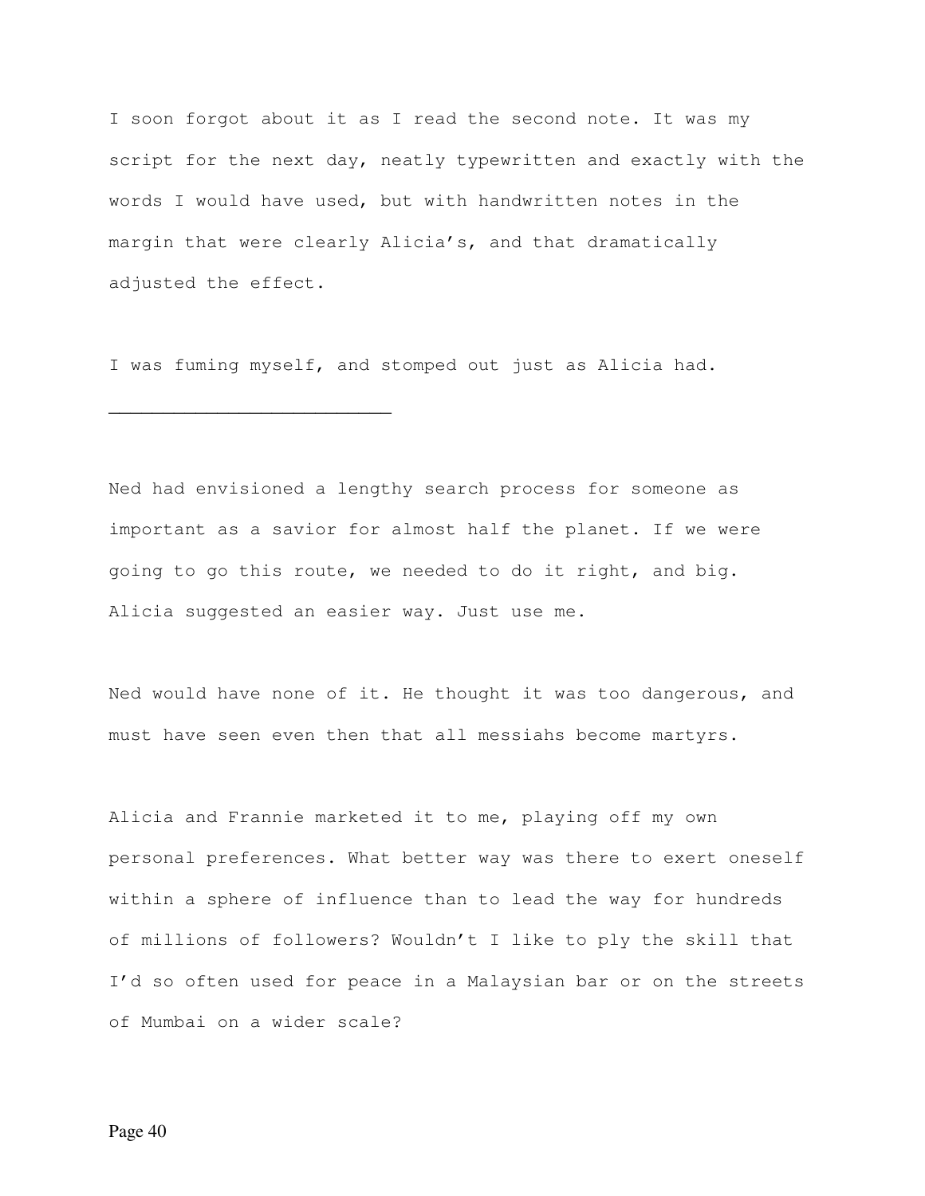I soon forgot about it as I read the second note. It was my script for the next day, neatly typewritten and exactly with the words I would have used, but with handwritten notes in the margin that were clearly Alicia's, and that dramatically adjusted the effect.

I was fuming myself, and stomped out just as Alicia had.

_________________________

Ned had envisioned a lengthy search process for someone as important as a savior for almost half the planet. If we were going to go this route, we needed to do it right, and big. Alicia suggested an easier way. Just use me.

Ned would have none of it. He thought it was too dangerous, and must have seen even then that all messiahs become martyrs.

Alicia and Frannie marketed it to me, playing off my own personal preferences. What better way was there to exert oneself within a sphere of influence than to lead the way for hundreds of millions of followers? Wouldn't I like to ply the skill that I'd so often used for peace in a Malaysian bar or on the streets of Mumbai on a wider scale?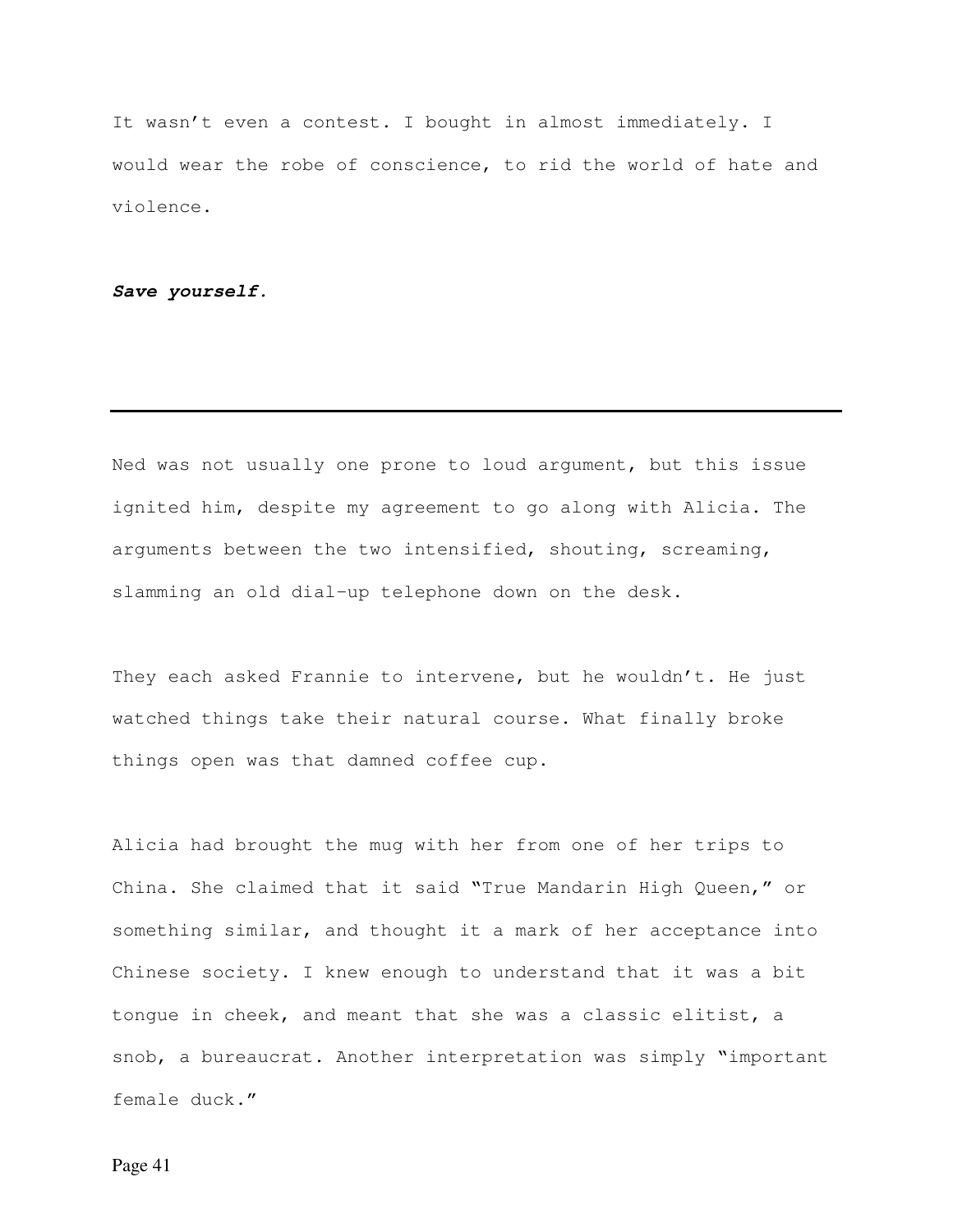It wasn't even a contest. I bought in almost immediately. I would wear the robe of conscience, to rid the world of hate and violence.

***Save yourself.***

---

Ned was not usually one prone to loud argument, but this issue ignited him, despite my agreement to go along with Alicia. The arguments between the two intensified, shouting, screaming, slamming an old dial-up telephone down on the desk.

They each asked Frannie to intervene, but he wouldn't. He just watched things take their natural course. What finally broke things open was that damned coffee cup.

Alicia had brought the mug with her from one of her trips to China. She claimed that it said "True Mandarin High Queen," or something similar, and thought it a mark of her acceptance into Chinese society. I knew enough to understand that it was a bit tongue in cheek, and meant that she was a classic elitist, a snob, a bureaucrat. Another interpretation was simply "important female duck."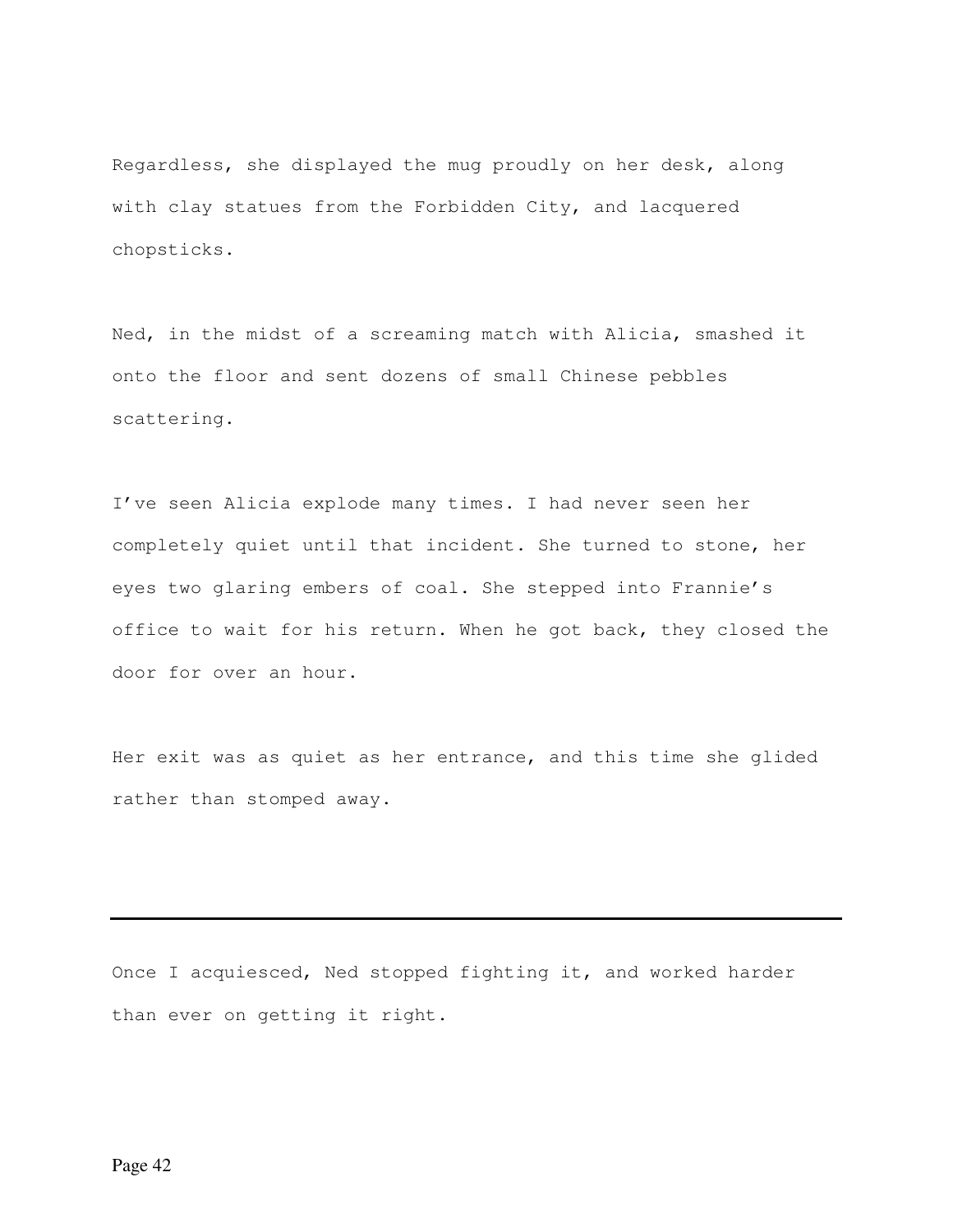Regardless, she displayed the mug proudly on her desk, along with clay statues from the Forbidden City, and lacquered chopsticks.

Ned, in the midst of a screaming match with Alicia, smashed it onto the floor and sent dozens of small Chinese pebbles scattering.

I've seen Alicia explode many times. I had never seen her completely quiet until that incident. She turned to stone, her eyes two glaring embers of coal. She stepped into Frannie's office to wait for his return. When he got back, they closed the door for over an hour.

Her exit was as quiet as her entrance, and this time she glided rather than stomped away.

---

Once I acquiesced, Ned stopped fighting it, and worked harder than ever on getting it right.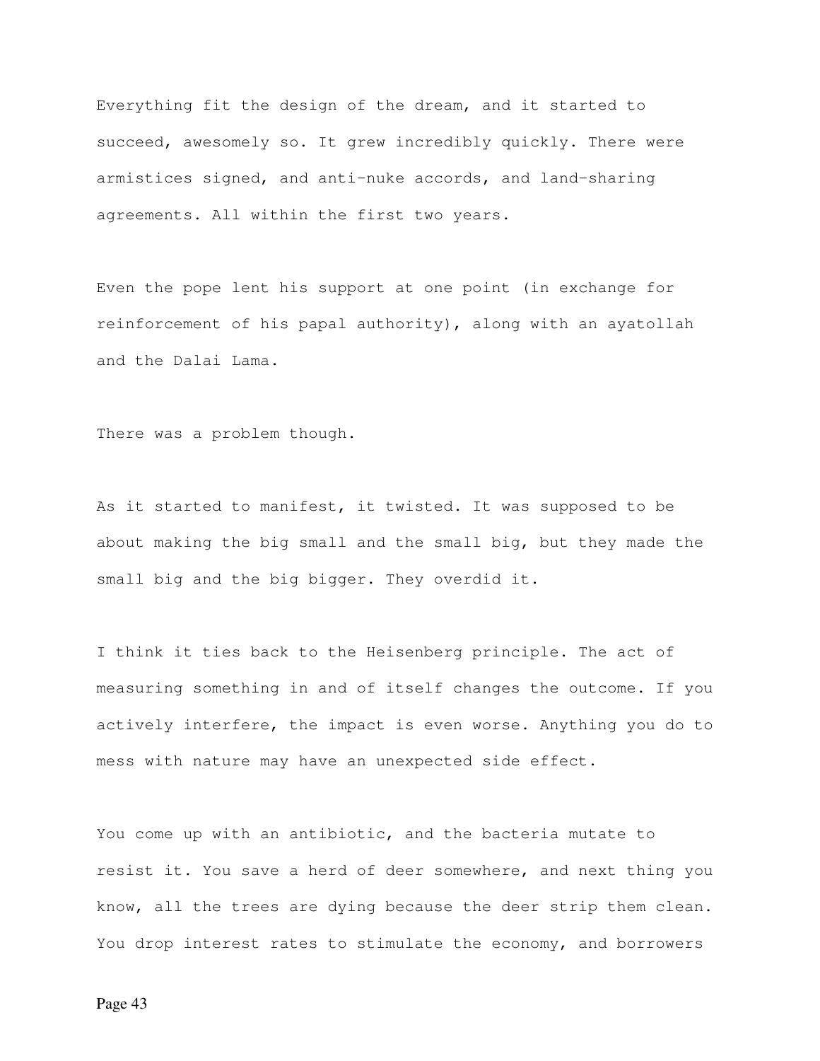Everything fit the design of the dream, and it started to succeed, awesomely so. It grew incredibly quickly. There were armistices signed, and anti-nuke accords, and land-sharing agreements. All within the first two years.

Even the pope lent his support at one point (in exchange for reinforcement of his papal authority), along with an ayatollah and the Dalai Lama.

There was a problem though.

As it started to manifest, it twisted. It was supposed to be about making the big small and the small big, but they made the small big and the big bigger. They overdid it.

I think it ties back to the Heisenberg principle. The act of measuring something in and of itself changes the outcome. If you actively interfere, the impact is even worse. Anything you do to mess with nature may have an unexpected side effect.

You come up with an antibiotic, and the bacteria mutate to resist it. You save a herd of deer somewhere, and next thing you know, all the trees are dying because the deer strip them clean. You drop interest rates to stimulate the economy, and borrowers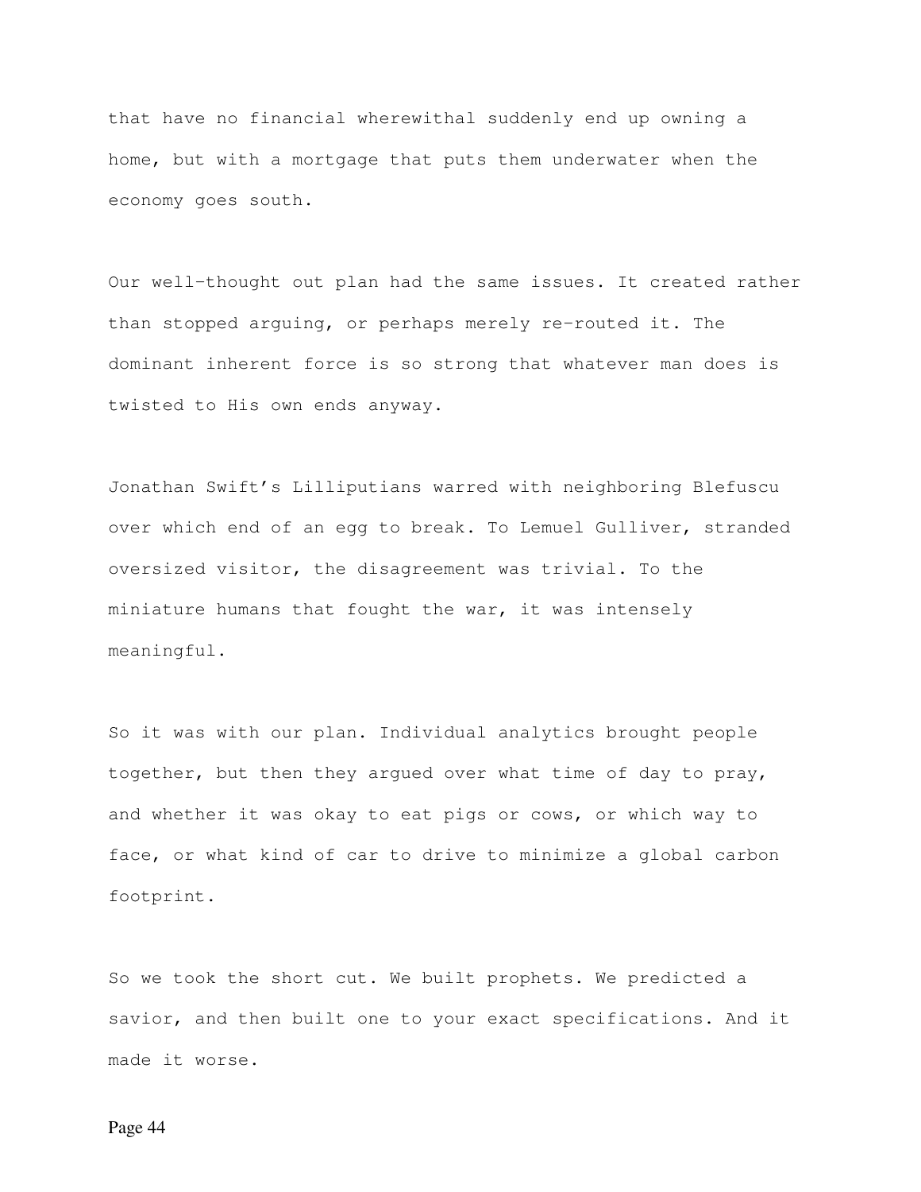that have no financial wherewithal suddenly end up owning a home, but with a mortgage that puts them underwater when the economy goes south.

Our well-thought out plan had the same issues. It created rather than stopped arguing, or perhaps merely re-routed it. The dominant inherent force is so strong that whatever man does is twisted to His own ends anyway.

Jonathan Swift's Lilliputians warred with neighboring Blefuscu over which end of an egg to break. To Lemuel Gulliver, stranded oversized visitor, the disagreement was trivial. To the miniature humans that fought the war, it was intensely meaningful.

So it was with our plan. Individual analytics brought people together, but then they argued over what time of day to pray, and whether it was okay to eat pigs or cows, or which way to face, or what kind of car to drive to minimize a global carbon footprint.

So we took the short cut. We built prophets. We predicted a savior, and then built one to your exact specifications. And it made it worse.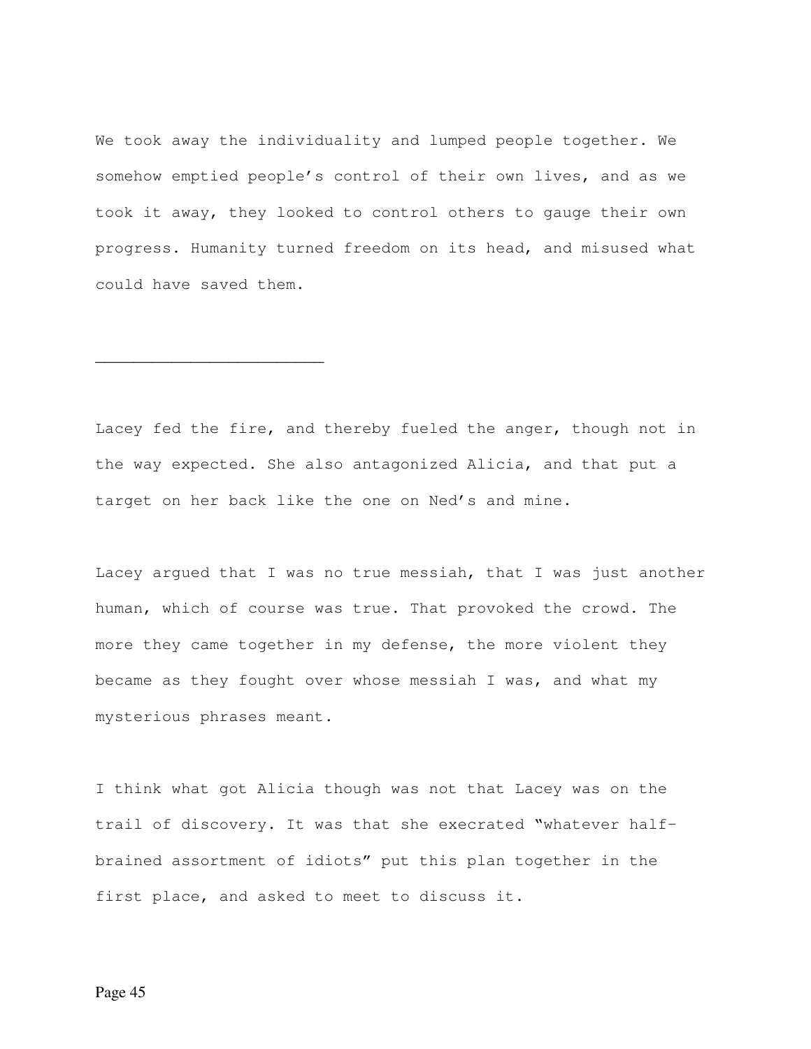We took away the individuality and lumped people together. We somehow emptied people's control of their own lives, and as we took it away, they looked to control others to gauge their own progress. Humanity turned freedom on its head, and misused what could have saved them.

---

Lacey fed the fire, and thereby fueled the anger, though not in the way expected. She also antagonized Alicia, and that put a target on her back like the one on Ned's and mine.

Lacey argued that I was no true messiah, that I was just another human, which of course was true. That provoked the crowd. The more they came together in my defense, the more violent they became as they fought over whose messiah I was, and what my mysterious phrases meant.

I think what got Alicia though was not that Lacey was on the trail of discovery. It was that she execrated "whatever half-brained assortment of idiots" put this plan together in the first place, and asked to meet to discuss it.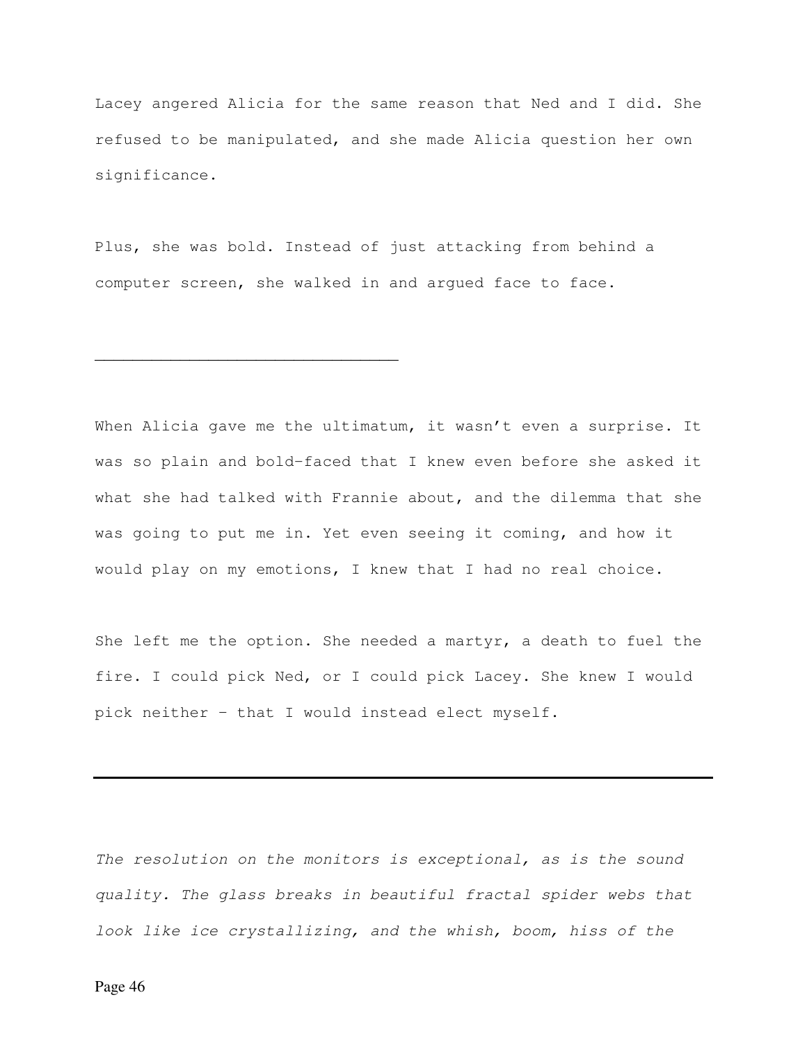Lacey angered Alicia for the same reason that Ned and I did. She refused to be manipulated, and she made Alicia question her own significance.

Plus, she was bold. Instead of just attacking from behind a computer screen, she walked in and argued face to face.

---

When Alicia gave me the ultimatum, it wasn't even a surprise. It was so plain and bold-faced that I knew even before she asked it what she had talked with Frannie about, and the dilemma that she was going to put me in. Yet even seeing it coming, and how it would play on my emotions, I knew that I had no real choice.

She left me the option. She needed a martyr, a death to fuel the fire. I could pick Ned, or I could pick Lacey. She knew I would pick neither – that I would instead elect myself.

---

*The resolution on the monitors is exceptional, as is the sound quality. The glass breaks in beautiful fractal spider webs that look like ice crystallizing, and the whish, boom, hiss of the*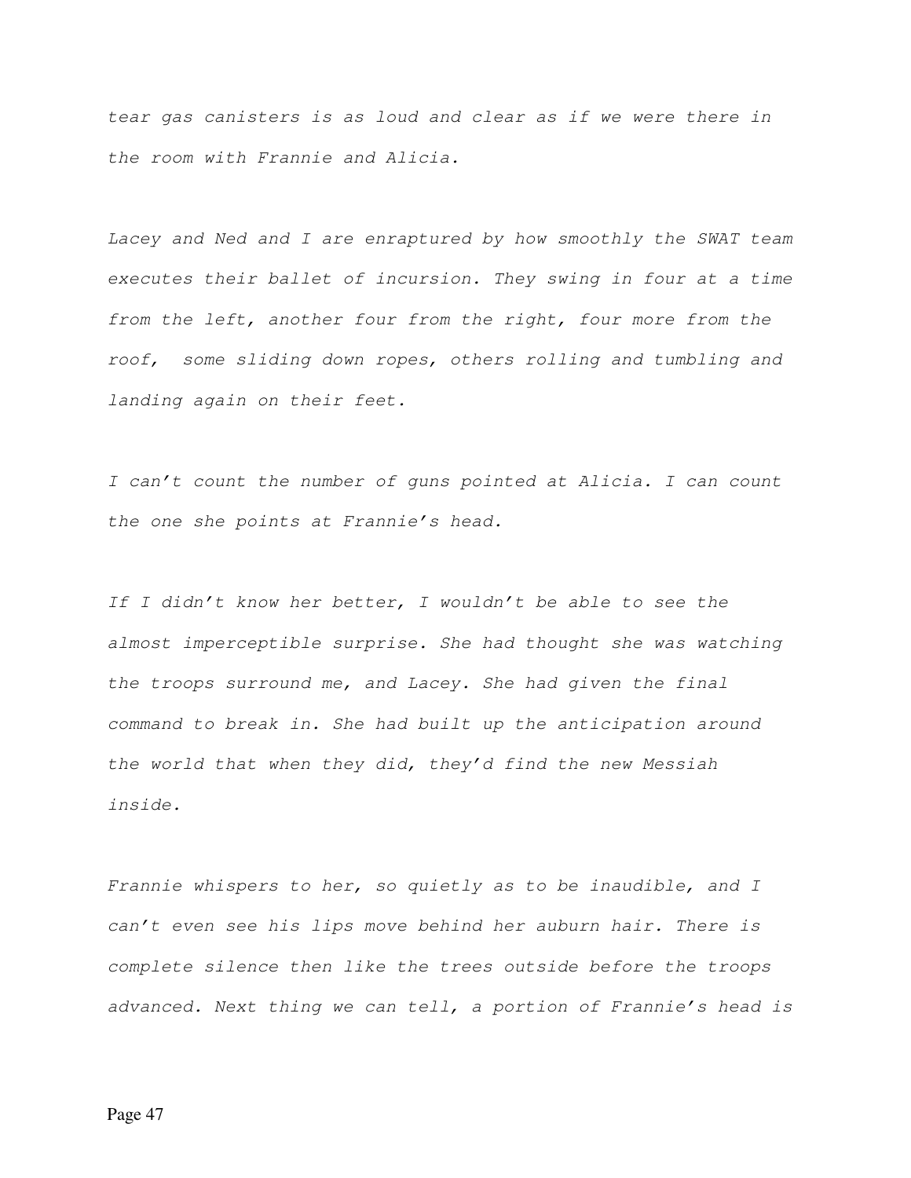*tear gas canisters is as loud and clear as if we were there in the room with Frannie and Alicia.*

*Lacey and Ned and I are enraptured by how smoothly the SWAT team executes their ballet of incursion. They swing in four at a time from the left, another four from the right, four more from the roof, some sliding down ropes, others rolling and tumbling and landing again on their feet.*

*I can't count the number of guns pointed at Alicia. I can count the one she points at Frannie's head.*

*If I didn't know her better, I wouldn't be able to see the almost imperceptible surprise. She had thought she was watching the troops surround me, and Lacey. She had given the final command to break in. She had built up the anticipation around the world that when they did, they'd find the new Messiah inside.*

*Frannie whispers to her, so quietly as to be inaudible, and I can't even see his lips move behind her auburn hair. There is complete silence then like the trees outside before the troops advanced. Next thing we can tell, a portion of Frannie's head is*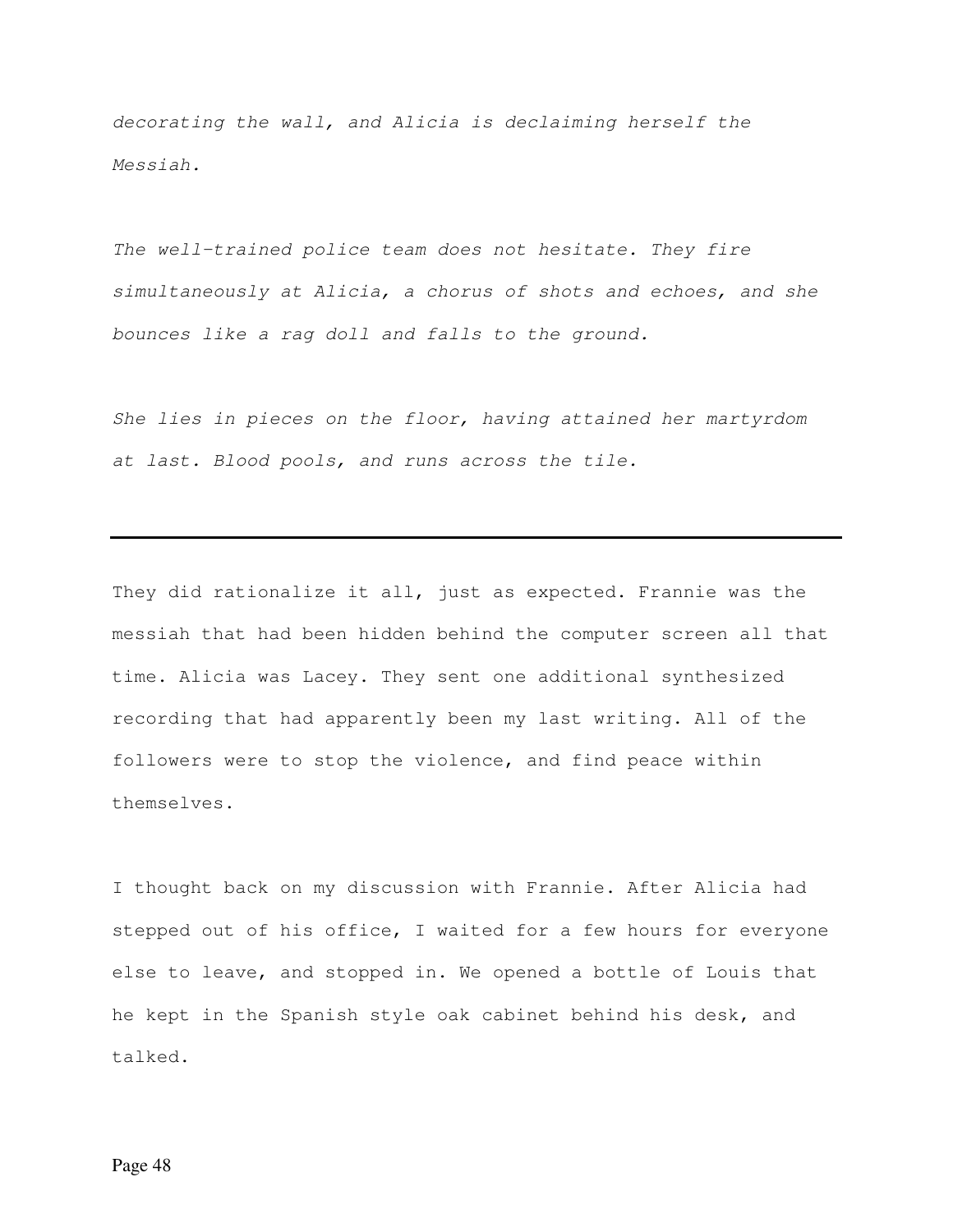*decorating the wall, and Alicia is declaiming herself the Messiah.*

*The well-trained police team does not hesitate. They fire simultaneously at Alicia, a chorus of shots and echoes, and she bounces like a rag doll and falls to the ground.*

*She lies in pieces on the floor, having attained her martyrdom at last. Blood pools, and runs across the tile.*

---

They did rationalize it all, just as expected. Frannie was the messiah that had been hidden behind the computer screen all that time. Alicia was Lacey. They sent one additional synthesized recording that had apparently been my last writing. All of the followers were to stop the violence, and find peace within themselves.

I thought back on my discussion with Frannie. After Alicia had stepped out of his office, I waited for a few hours for everyone else to leave, and stopped in. We opened a bottle of Louis that he kept in the Spanish style oak cabinet behind his desk, and talked.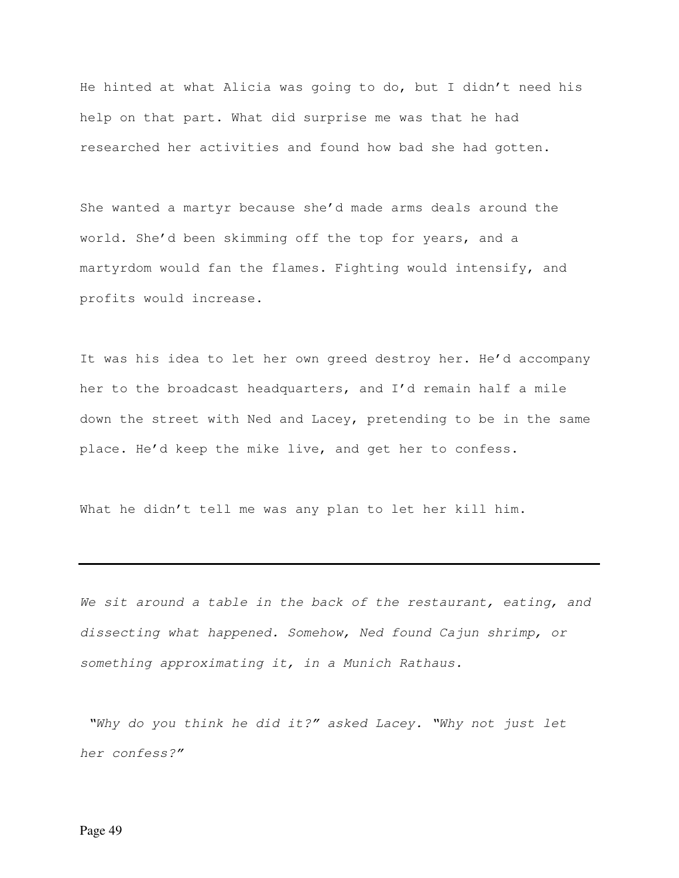He hinted at what Alicia was going to do, but I didn't need his help on that part. What did surprise me was that he had researched her activities and found how bad she had gotten.

She wanted a martyr because she'd made arms deals around the world. She'd been skimming off the top for years, and a martyrdom would fan the flames. Fighting would intensify, and profits would increase.

It was his idea to let her own greed destroy her. He'd accompany her to the broadcast headquarters, and I'd remain half a mile down the street with Ned and Lacey, pretending to be in the same place. He'd keep the mike live, and get her to confess.

What he didn't tell me was any plan to let her kill him.

---

*We sit around a table in the back of the restaurant, eating, and dissecting what happened. Somehow, Ned found Cajun shrimp, or something approximating it, in a Munich Rathaus.*

*"Why do you think he did it?" asked Lacey. "Why not just let her confess?"*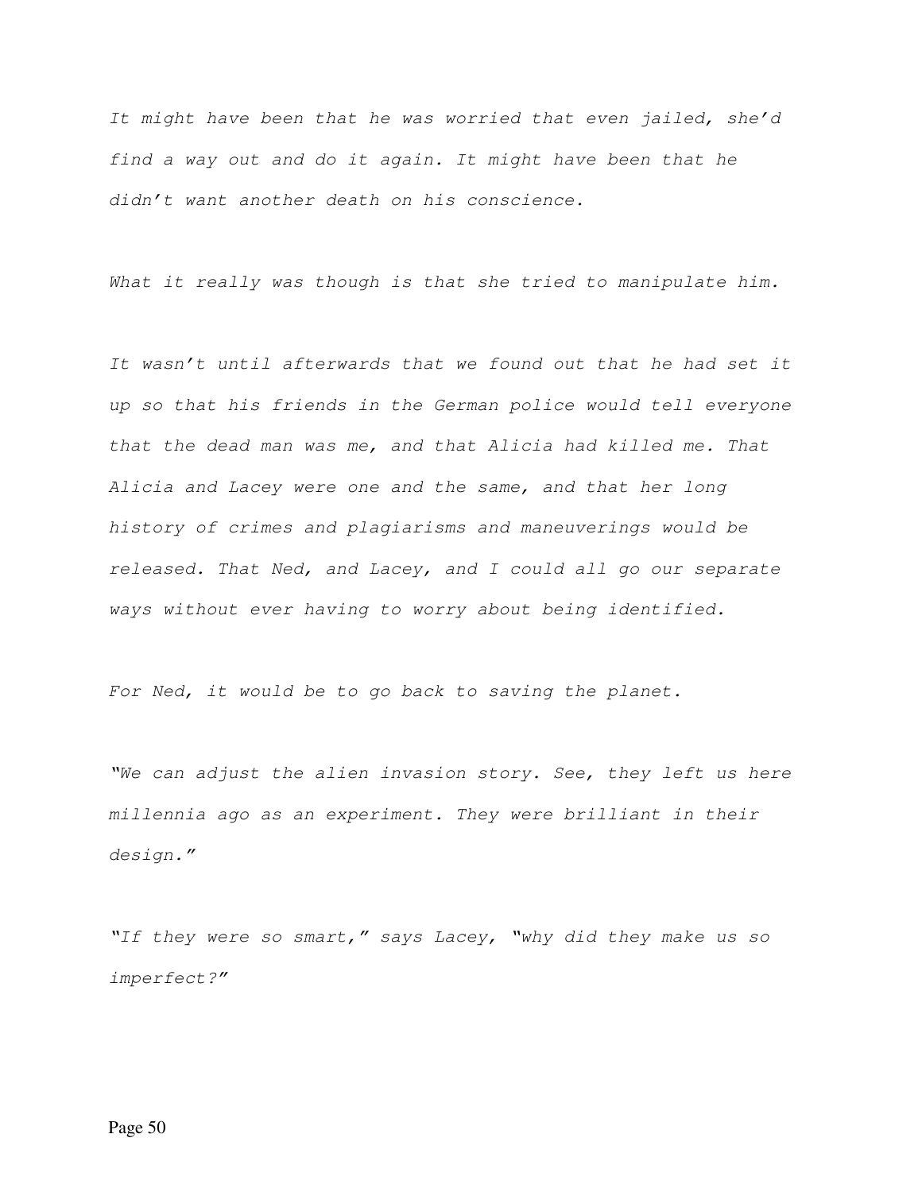*It might have been that he was worried that even jailed, she'd find a way out and do it again. It might have been that he didn't want another death on his conscience.*

*What it really was though is that she tried to manipulate him.*

*It wasn't until afterwards that we found out that he had set it up so that his friends in the German police would tell everyone that the dead man was me, and that Alicia had killed me. That Alicia and Lacey were one and the same, and that her long history of crimes and plagiarisms and maneuverings would be released. That Ned, and Lacey, and I could all go our separate ways without ever having to worry about being identified.*

*For Ned, it would be to go back to saving the planet.*

*"We can adjust the alien invasion story. See, they left us here millennia ago as an experiment. They were brilliant in their design."*

*"If they were so smart," says Lacey, "why did they make us so imperfect?"*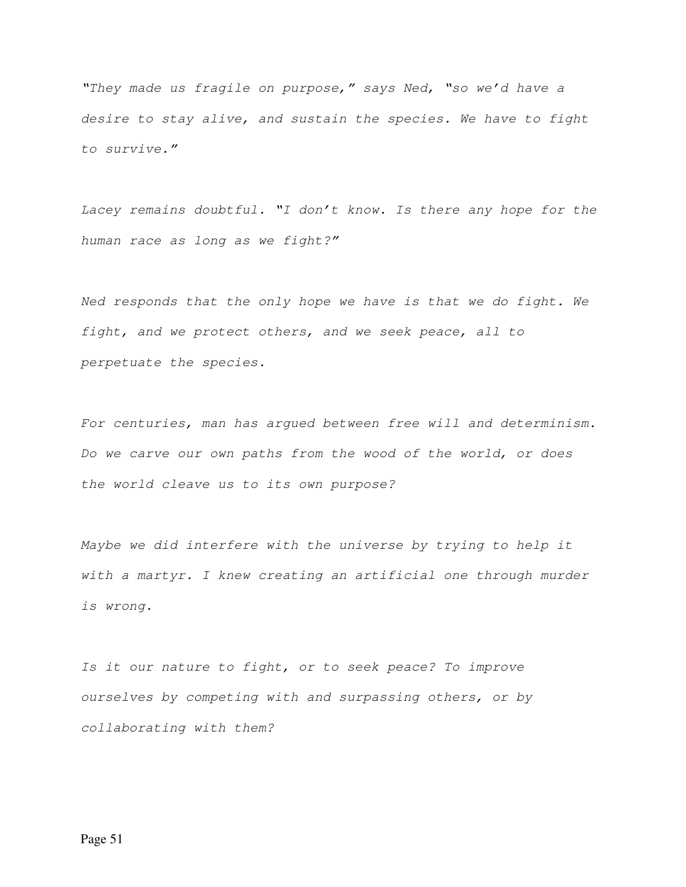*"They made us fragile on purpose," says Ned, "so we'd have a desire to stay alive, and sustain the species. We have to fight to survive."*

*Lacey remains doubtful. "I don't know. Is there any hope for the human race as long as we fight?"*

*Ned responds that the only hope we have is that we do fight. We fight, and we protect others, and we seek peace, all to perpetuate the species.*

*For centuries, man has argued between free will and determinism. Do we carve our own paths from the wood of the world, or does the world cleave us to its own purpose?*

*Maybe we did interfere with the universe by trying to help it with a martyr. I knew creating an artificial one through murder is wrong.*

*Is it our nature to fight, or to seek peace? To improve ourselves by competing with and surpassing others, or by collaborating with them?*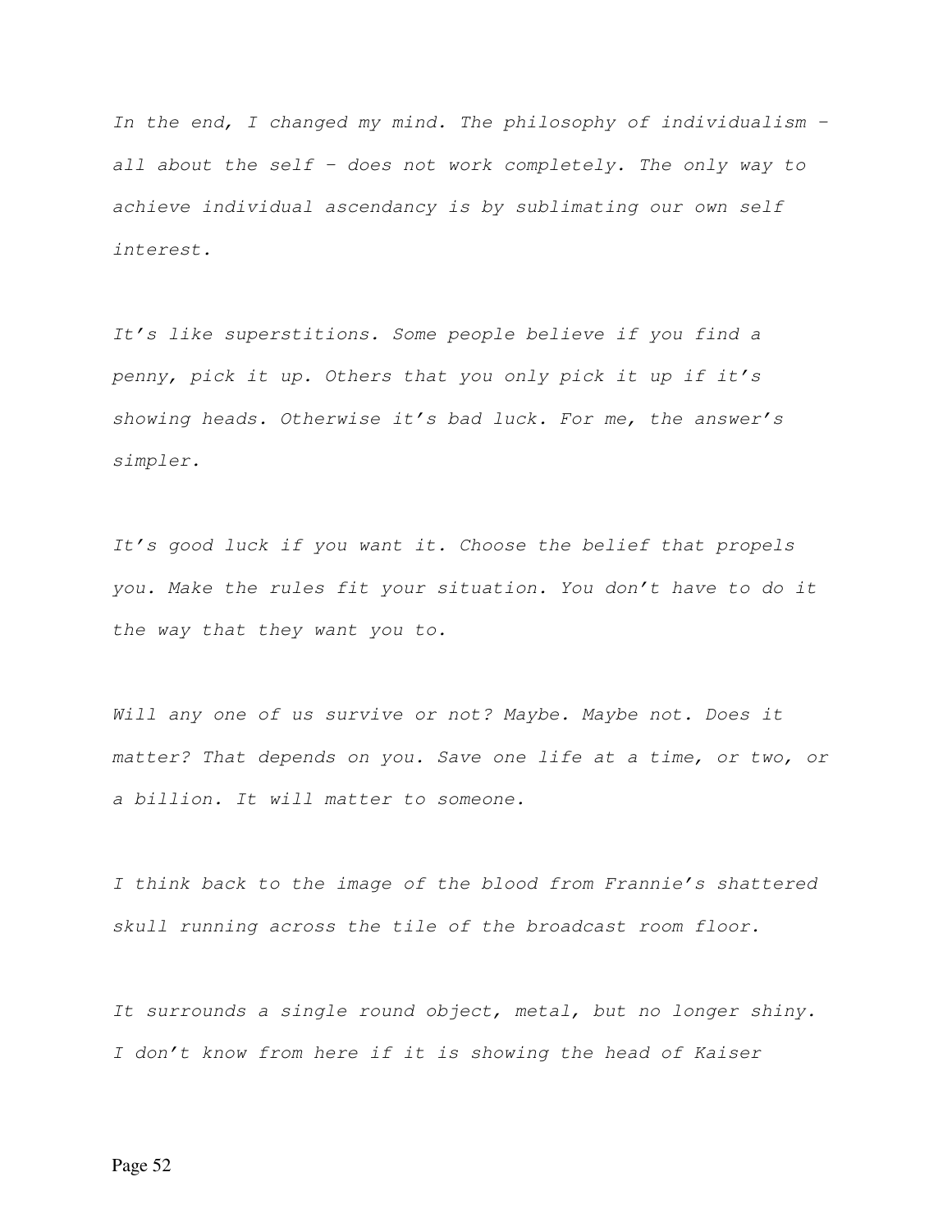*In the end, I changed my mind. The philosophy of individualism – all about the self – does not work completely. The only way to achieve individual ascendancy is by sublimating our own self interest.*

*It's like superstitions. Some people believe if you find a penny, pick it up. Others that you only pick it up if it's showing heads. Otherwise it's bad luck. For me, the answer's simpler.*

*It's good luck if you want it. Choose the belief that propels you. Make the rules fit your situation. You don't have to do it the way that they want you to.*

*Will any one of us survive or not? Maybe. Maybe not. Does it matter? That depends on you. Save one life at a time, or two, or a billion. It will matter to someone.*

*I think back to the image of the blood from Frannie's shattered skull running across the tile of the broadcast room floor.*

*It surrounds a single round object, metal, but no longer shiny. I don't know from here if it is showing the head of Kaiser*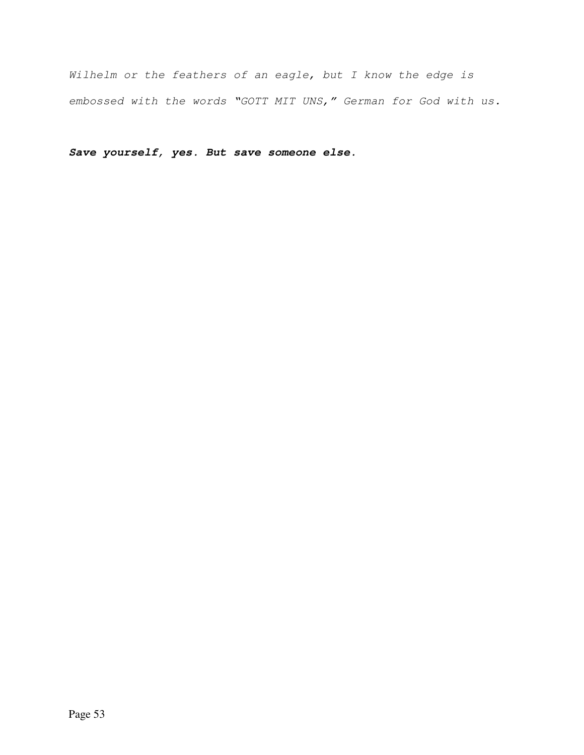*Wilhelm or the feathers of an eagle, but I know the edge is embossed with the words "GOTT MIT UNS," German for God with us.*

***Save yourself, yes. But save someone else.***